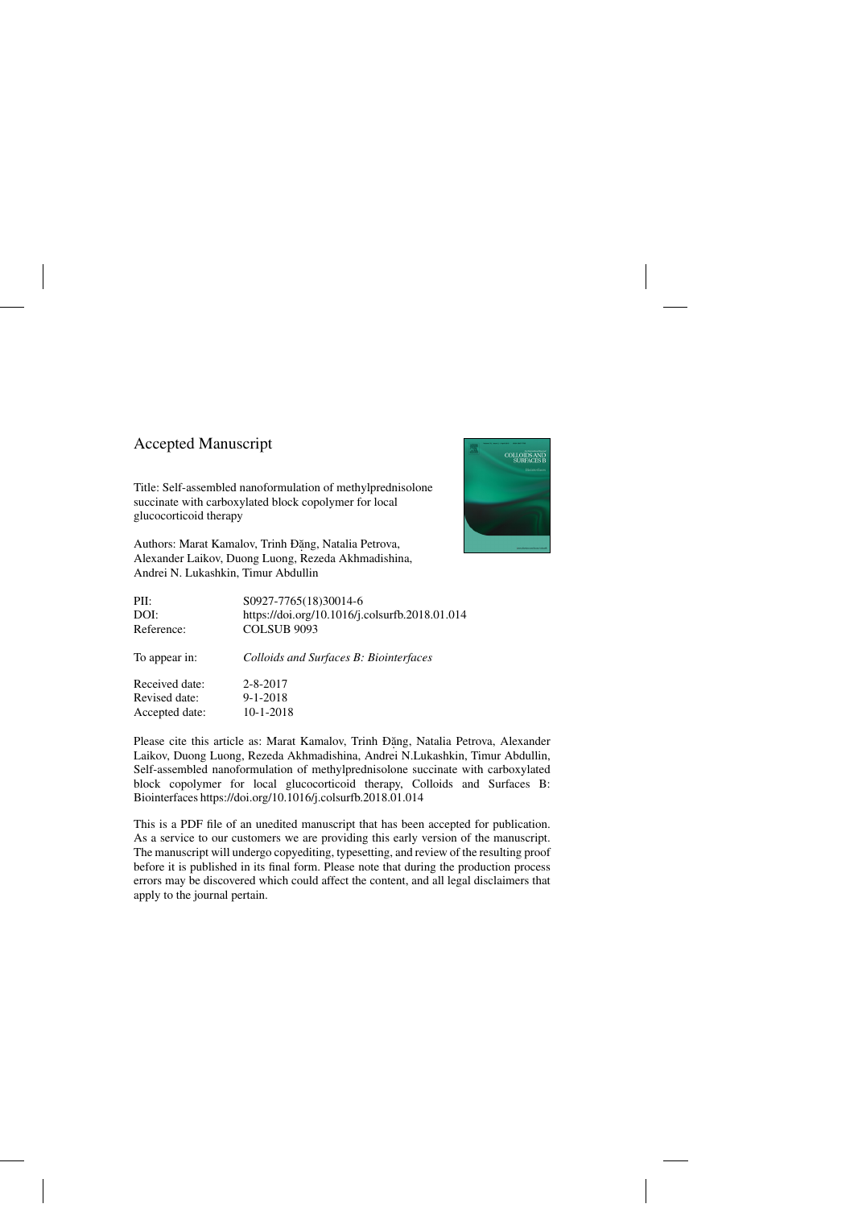Accepted Manuscript

Title: Self-assembled nanoformulation of methylprednisolone succinate with carboxylated block copolymer for local glucocorticoid therapy

Authors: Marat Kamalov, Trinh Đặng, Natalia Petrova, Alexander Laikov, Duong Luong, Rezeda Akhmadishina, Andrei N. Lukashkin, Timur Abdullin

| | |
|---|---|
| PII: | S0927-7765(18)30014-6 |
| DOI: | https://doi.org/10.1016/j.colsurfb.2018.01.014 |
| Reference: | COLSUB 9093 |
| To appear in: | *Colloids and Surfaces B: Biointerfaces* |
| Received date: | 2-8-2017 |
| Revised date: | 9-1-2018 |
| Accepted date: | 10-1-2018 |

Please cite this article as: Marat Kamalov, Trinh Đặng, Natalia Petrova, Alexander Laikov, Duong Luong, Rezeda Akhmadishina, Andrei N.Lukashkin, Timur Abdullin, Self-assembled nanoformulation of methylprednisolone succinate with carboxylated block copolymer for local glucocorticoid therapy, Colloids and Surfaces B: Biointerfaces https://doi.org/10.1016/j.colsurfb.2018.01.014

This is a PDF file of an unedited manuscript that has been accepted for publication. As a service to our customers we are providing this early version of the manuscript. The manuscript will undergo copyediting, typesetting, and review of the resulting proof before it is published in its final form. Please note that during the production process errors may be discovered which could affect the content, and all legal disclaimers that apply to the journal pertain.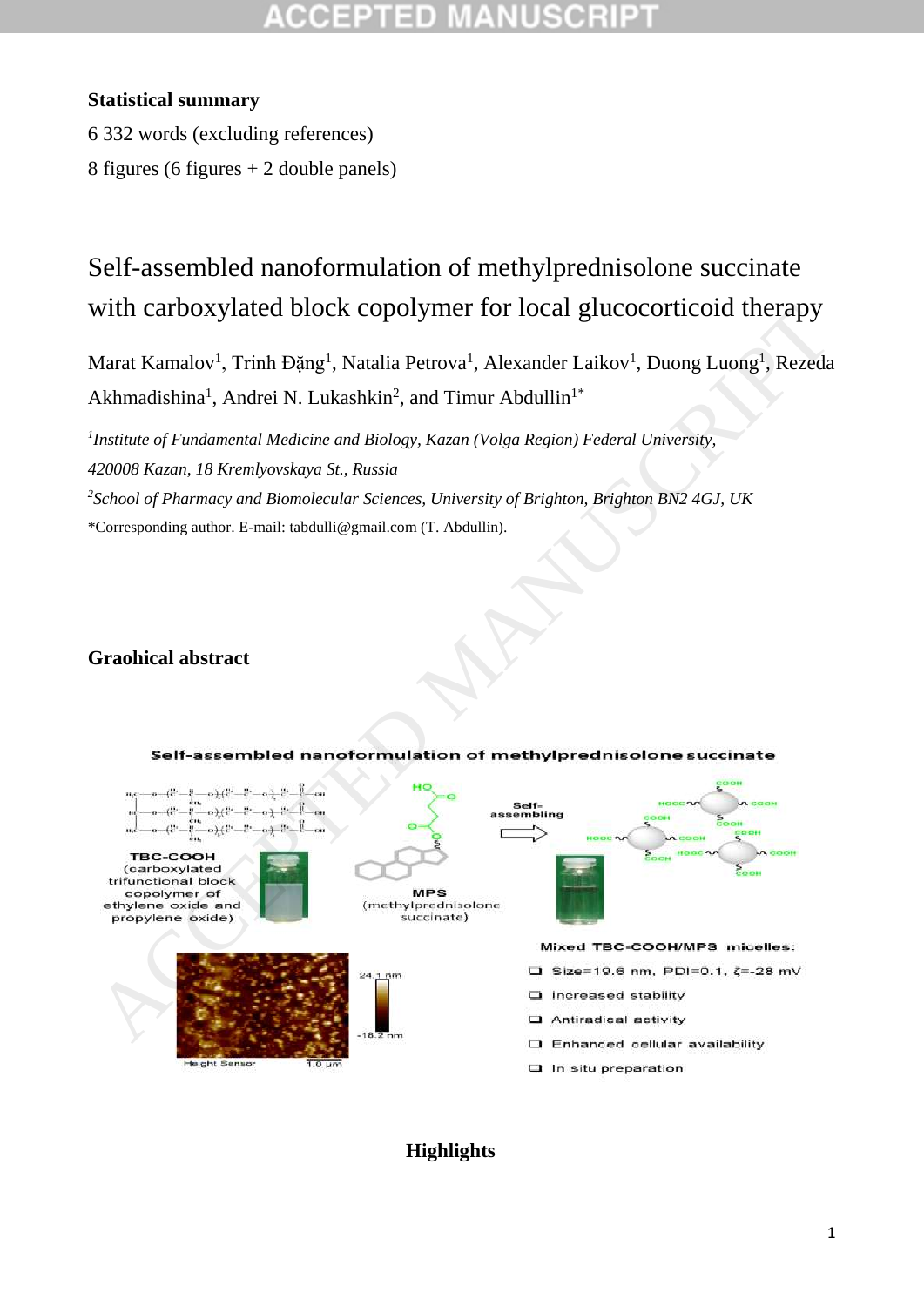**Statistical summary**

6 332 words (excluding references)

8 figures (6 figures + 2 double panels)

# Self-assembled nanoformulation of methylprednisolone succinate with carboxylated block copolymer for local glucocorticoid therapy

Marat Kamalov[1], Trinh Đặng[1], Natalia Petrova[1], Alexander Laikov[1], Duong Luong[1], Rezeda Akhmadishina[1], Andrei N. Lukashkin[2], and Timur Abdullin[1*]

[1]*Institute of Fundamental Medicine and Biology, Kazan (Volga Region) Federal University, 420008 Kazan, 18 Kremlyovskaya St., Russia*

[2]*School of Pharmacy and Biomolecular Sciences, University of Brighton, Brighton BN2 4GJ, UK*

*Corresponding author. E-mail: tabdulli@gmail.com (T. Abdullin).

**Graohical abstract**

**Highlights**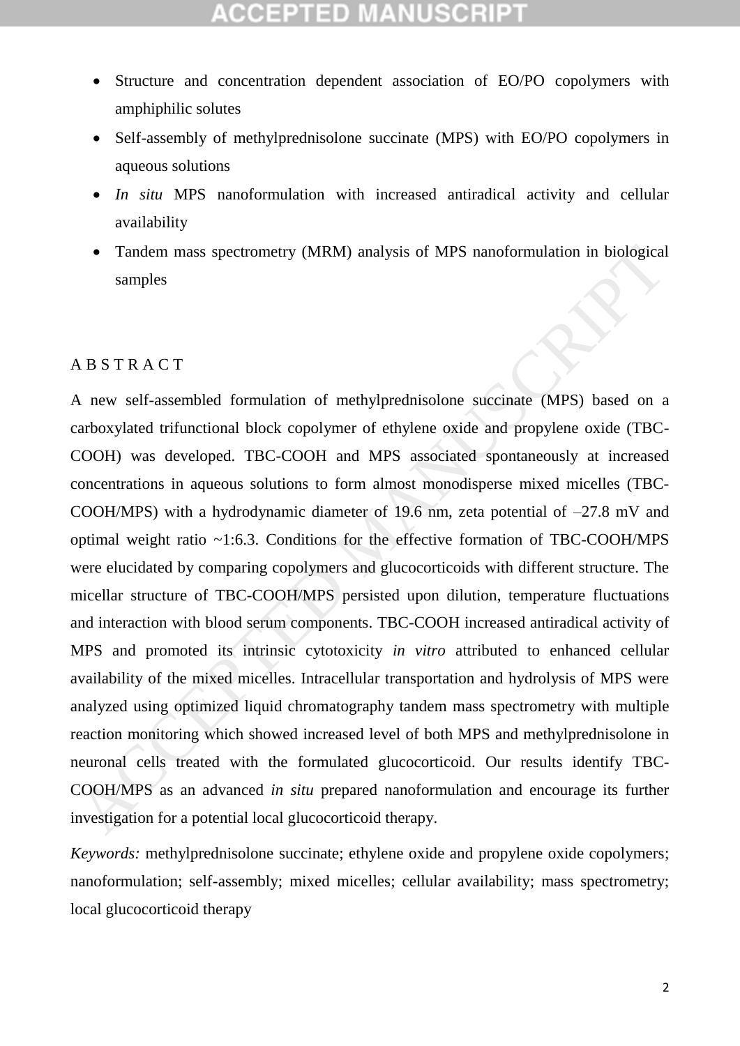- Structure and concentration dependent association of EO/PO copolymers with amphiphilic solutes
- Self-assembly of methylprednisolone succinate (MPS) with EO/PO copolymers in aqueous solutions
- *In situ* MPS nanoformulation with increased antiradical activity and cellular availability
- Tandem mass spectrometry (MRM) analysis of MPS nanoformulation in biological samples

## A B S T R A C T

A new self-assembled formulation of methylprednisolone succinate (MPS) based on a carboxylated trifunctional block copolymer of ethylene oxide and propylene oxide (TBC-COOH) was developed. TBC-COOH and MPS associated spontaneously at increased concentrations in aqueous solutions to form almost monodisperse mixed micelles (TBC-COOH/MPS) with a hydrodynamic diameter of 19.6 nm, zeta potential of –27.8 mV and optimal weight ratio ~1:6.3. Conditions for the effective formation of TBC-COOH/MPS were elucidated by comparing copolymers and glucocorticoids with different structure. The micellar structure of TBC-COOH/MPS persisted upon dilution, temperature fluctuations and interaction with blood serum components. TBC-COOH increased antiradical activity of MPS and promoted its intrinsic cytotoxicity *in vitro* attributed to enhanced cellular availability of the mixed micelles. Intracellular transportation and hydrolysis of MPS were analyzed using optimized liquid chromatography tandem mass spectrometry with multiple reaction monitoring which showed increased level of both MPS and methylprednisolone in neuronal cells treated with the formulated glucocorticoid. Our results identify TBC-COOH/MPS as an advanced *in situ* prepared nanoformulation and encourage its further investigation for a potential local glucocorticoid therapy.

*Keywords:* methylprednisolone succinate; ethylene oxide and propylene oxide copolymers; nanoformulation; self-assembly; mixed micelles; cellular availability; mass spectrometry; local glucocorticoid therapy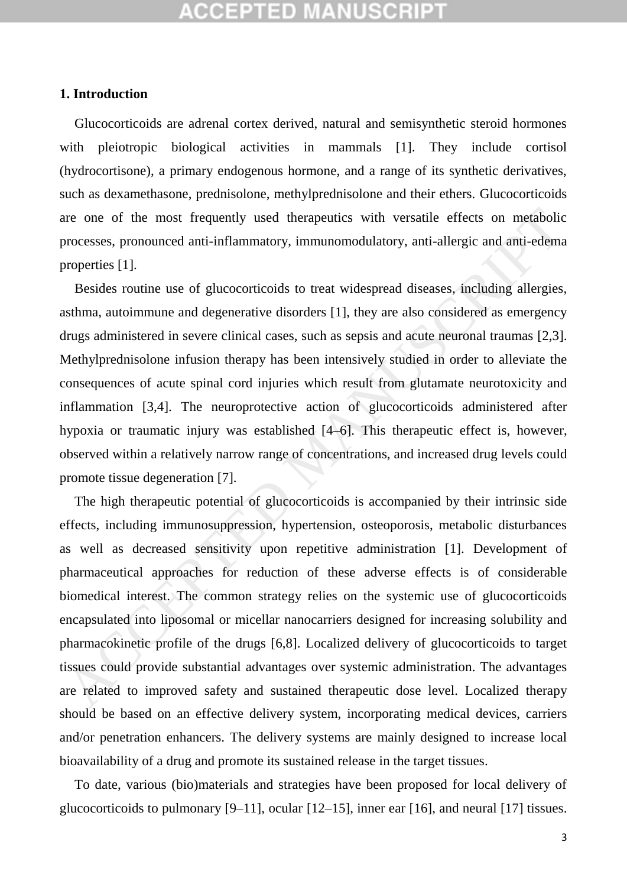## 1. Introduction

Glucocorticoids are adrenal cortex derived, natural and semisynthetic steroid hormones with pleiotropic biological activities in mammals [1]. They include cortisol (hydrocortisone), a primary endogenous hormone, and a range of its synthetic derivatives, such as dexamethasone, prednisolone, methylprednisolone and their ethers. Glucocorticoids are one of the most frequently used therapeutics with versatile effects on metabolic processes, pronounced anti-inflammatory, immunomodulatory, anti-allergic and anti-edema properties [1].

Besides routine use of glucocorticoids to treat widespread diseases, including allergies, asthma, autoimmune and degenerative disorders [1], they are also considered as emergency drugs administered in severe clinical cases, such as sepsis and acute neuronal traumas [2,3]. Methylprednisolone infusion therapy has been intensively studied in order to alleviate the consequences of acute spinal cord injuries which result from glutamate neurotoxicity and inflammation [3,4]. The neuroprotective action of glucocorticoids administered after hypoxia or traumatic injury was established [4–6]. This therapeutic effect is, however, observed within a relatively narrow range of concentrations, and increased drug levels could promote tissue degeneration [7].

The high therapeutic potential of glucocorticoids is accompanied by their intrinsic side effects, including immunosuppression, hypertension, osteoporosis, metabolic disturbances as well as decreased sensitivity upon repetitive administration [1]. Development of pharmaceutical approaches for reduction of these adverse effects is of considerable biomedical interest. The common strategy relies on the systemic use of glucocorticoids encapsulated into liposomal or micellar nanocarriers designed for increasing solubility and pharmacokinetic profile of the drugs [6,8]. Localized delivery of glucocorticoids to target tissues could provide substantial advantages over systemic administration. The advantages are related to improved safety and sustained therapeutic dose level. Localized therapy should be based on an effective delivery system, incorporating medical devices, carriers and/or penetration enhancers. The delivery systems are mainly designed to increase local bioavailability of a drug and promote its sustained release in the target tissues.

To date, various (bio)materials and strategies have been proposed for local delivery of glucocorticoids to pulmonary [9–11], ocular [12–15], inner ear [16], and neural [17] tissues.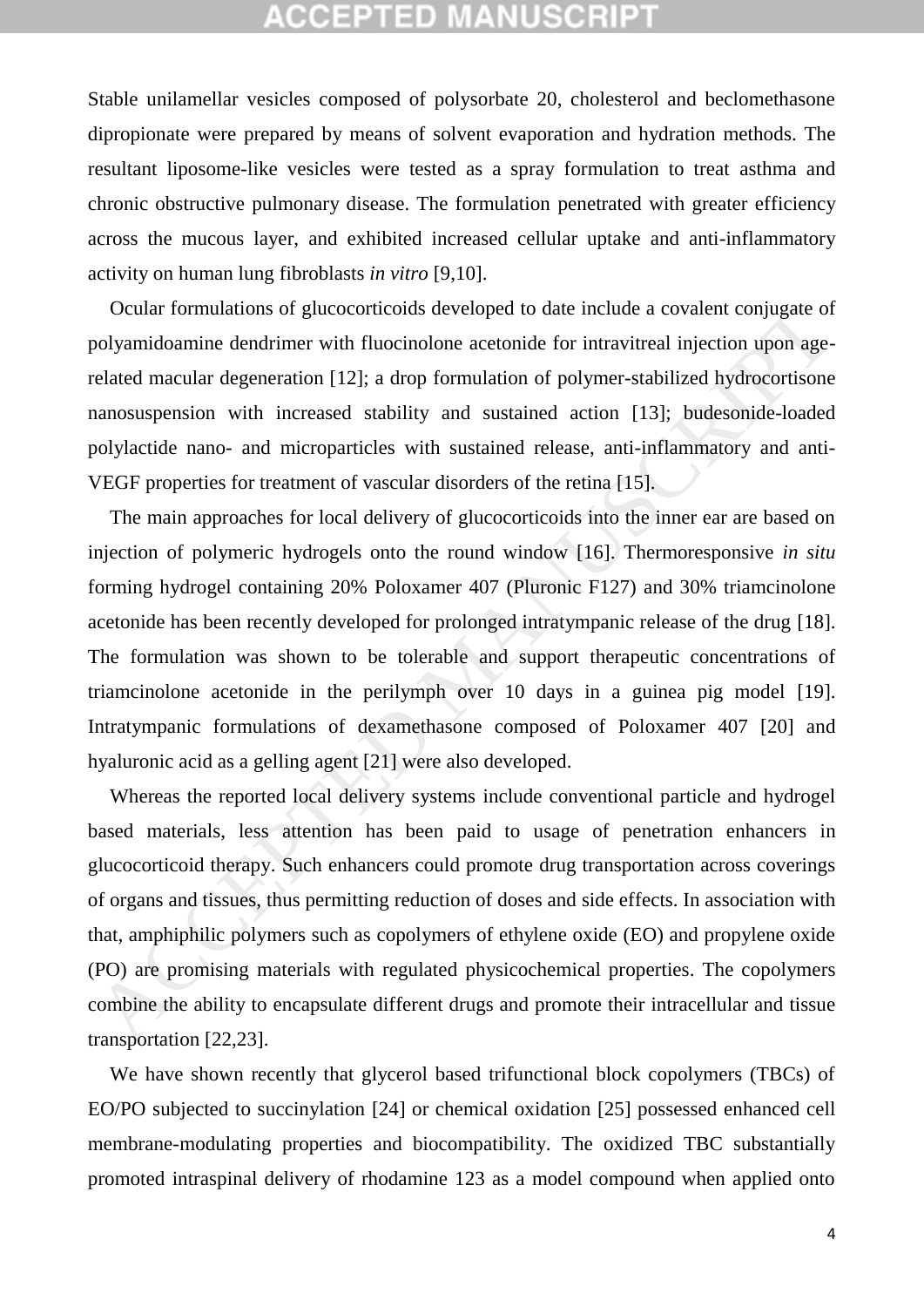Stable unilamellar vesicles composed of polysorbate 20, cholesterol and beclomethasone dipropionate were prepared by means of solvent evaporation and hydration methods. The resultant liposome-like vesicles were tested as a spray formulation to treat asthma and chronic obstructive pulmonary disease. The formulation penetrated with greater efficiency across the mucous layer, and exhibited increased cellular uptake and anti-inflammatory activity on human lung fibroblasts *in vitro* [9,10].

Ocular formulations of glucocorticoids developed to date include a covalent conjugate of polyamidoamine dendrimer with fluocinolone acetonide for intravitreal injection upon age-related macular degeneration [12]; a drop formulation of polymer-stabilized hydrocortisone nanosuspension with increased stability and sustained action [13]; budesonide-loaded polylactide nano- and microparticles with sustained release, anti-inflammatory and anti-VEGF properties for treatment of vascular disorders of the retina [15].

The main approaches for local delivery of glucocorticoids into the inner ear are based on injection of polymeric hydrogels onto the round window [16]. Thermoresponsive *in situ* forming hydrogel containing 20% Poloxamer 407 (Pluronic F127) and 30% triamcinolone acetonide has been recently developed for prolonged intratympanic release of the drug [18]. The formulation was shown to be tolerable and support therapeutic concentrations of triamcinolone acetonide in the perilymph over 10 days in a guinea pig model [19]. Intratympanic formulations of dexamethasone composed of Poloxamer 407 [20] and hyaluronic acid as a gelling agent [21] were also developed.

Whereas the reported local delivery systems include conventional particle and hydrogel based materials, less attention has been paid to usage of penetration enhancers in glucocorticoid therapy. Such enhancers could promote drug transportation across coverings of organs and tissues, thus permitting reduction of doses and side effects. In association with that, amphiphilic polymers such as copolymers of ethylene oxide (EO) and propylene oxide (PO) are promising materials with regulated physicochemical properties. The copolymers combine the ability to encapsulate different drugs and promote their intracellular and tissue transportation [22,23].

We have shown recently that glycerol based trifunctional block copolymers (TBCs) of EO/PO subjected to succinylation [24] or chemical oxidation [25] possessed enhanced cell membrane-modulating properties and biocompatibility. The oxidized TBC substantially promoted intraspinal delivery of rhodamine 123 as a model compound when applied onto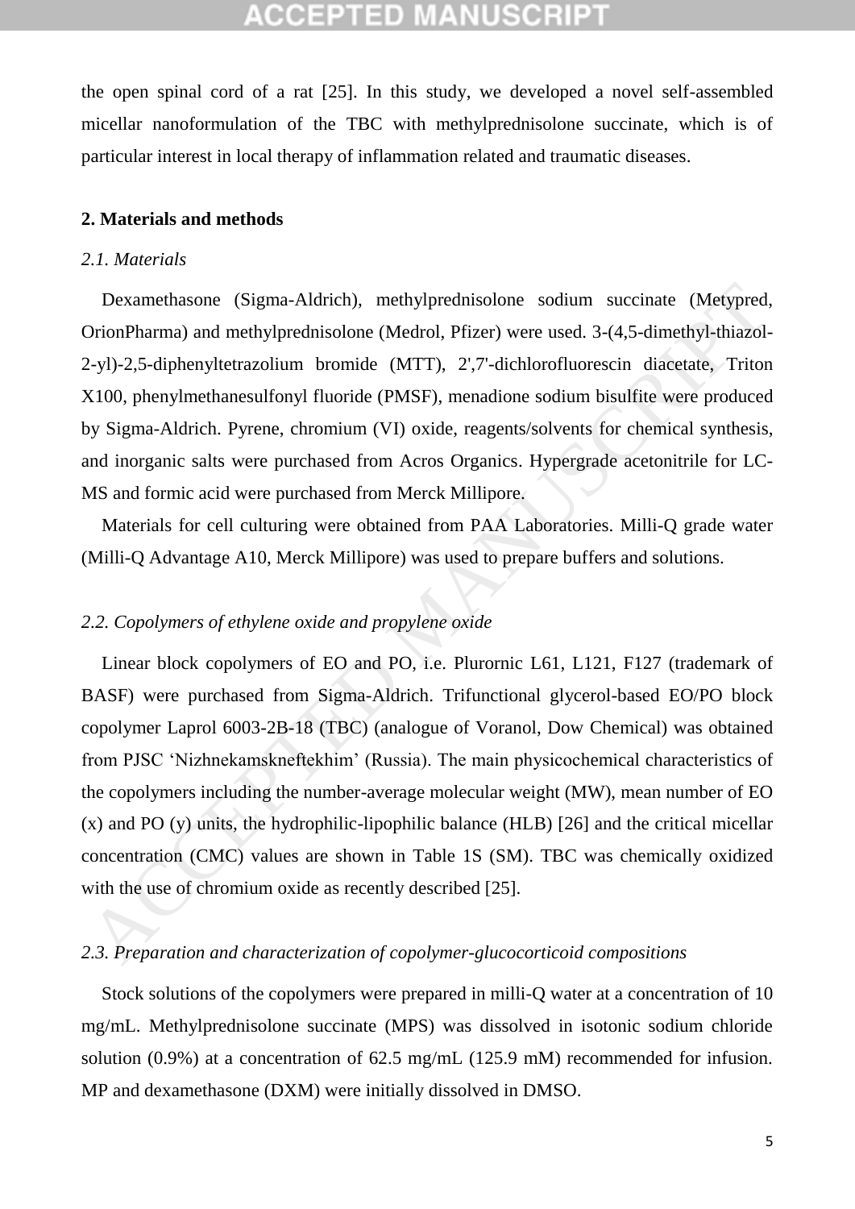the open spinal cord of a rat [25]. In this study, we developed a novel self-assembled micellar nanoformulation of the TBC with methylprednisolone succinate, which is of particular interest in local therapy of inflammation related and traumatic diseases.

## 2. Materials and methods

### *2.1. Materials*

Dexamethasone (Sigma-Aldrich), methylprednisolone sodium succinate (Metypred, OrionPharma) and methylprednisolone (Medrol, Pfizer) were used. 3-(4,5-dimethyl-thiazol-2-yl)-2,5-diphenyltetrazolium bromide (MTT), 2',7'-dichlorofluorescin diacetate, Triton X100, phenylmethanesulfonyl fluoride (PMSF), menadione sodium bisulfite were produced by Sigma-Aldrich. Pyrene, chromium (VI) oxide, reagents/solvents for chemical synthesis, and inorganic salts were purchased from Acros Organics. Hypergrade acetonitrile for LC-MS and formic acid were purchased from Merck Millipore.

Materials for cell culturing were obtained from PAA Laboratories. Milli-Q grade water (Milli-Q Advantage A10, Merck Millipore) was used to prepare buffers and solutions.

### *2.2. Copolymers of ethylene oxide and propylene oxide*

Linear block copolymers of EO and PO, i.e. Plurornic L61, L121, F127 (trademark of BASF) were purchased from Sigma-Aldrich. Trifunctional glycerol-based EO/PO block copolymer Laprol 6003-2B-18 (TBC) (analogue of Voranol, Dow Chemical) was obtained from PJSC 'Nizhnekamskneftekhim' (Russia). The main physicochemical characteristics of the copolymers including the number-average molecular weight (MW), mean number of EO (x) and PO (y) units, the hydrophilic-lipophilic balance (HLB) [26] and the critical micellar concentration (CMC) values are shown in Table 1S (SM). TBC was chemically oxidized with the use of chromium oxide as recently described [25].

### *2.3. Preparation and characterization of copolymer-glucocorticoid compositions*

Stock solutions of the copolymers were prepared in milli-Q water at a concentration of 10 mg/mL. Methylprednisolone succinate (MPS) was dissolved in isotonic sodium chloride solution (0.9%) at a concentration of 62.5 mg/mL (125.9 mM) recommended for infusion. MP and dexamethasone (DXM) were initially dissolved in DMSO.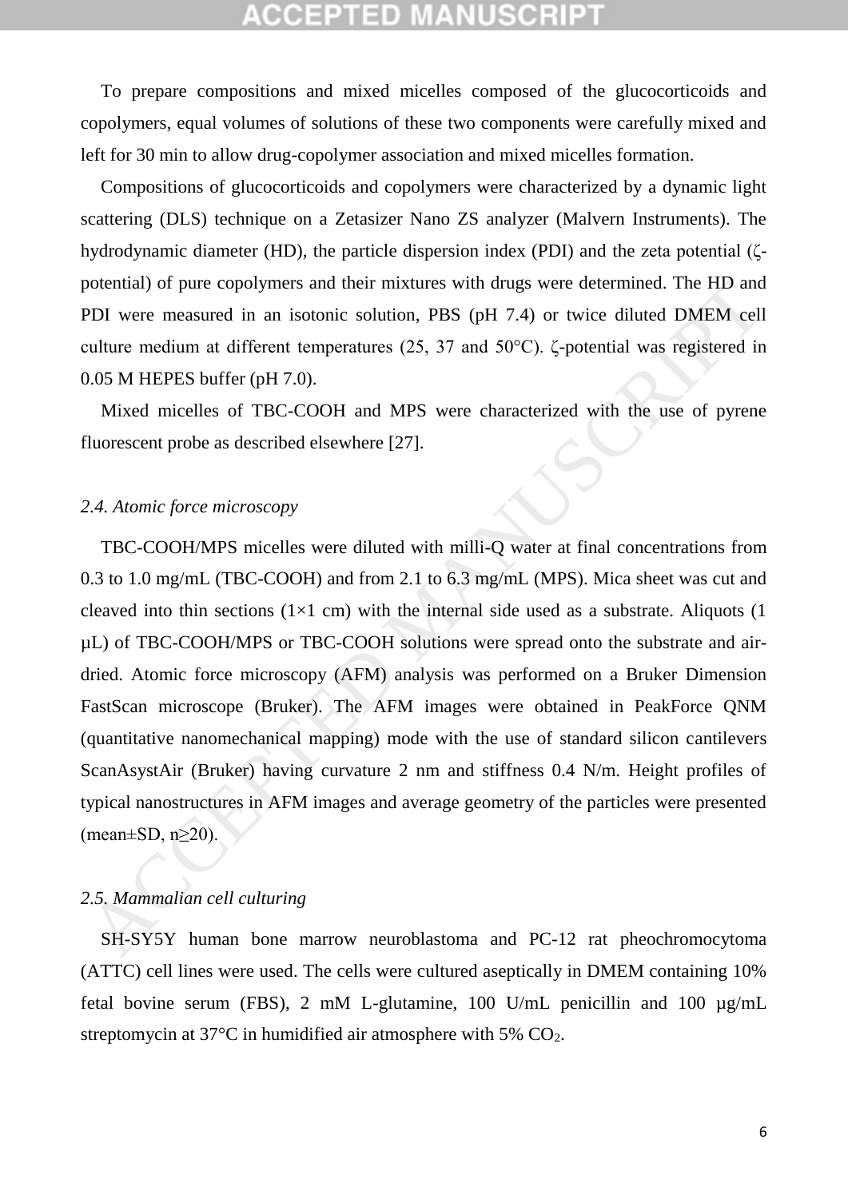To prepare compositions and mixed micelles composed of the glucocorticoids and copolymers, equal volumes of solutions of these two components were carefully mixed and left for 30 min to allow drug-copolymer association and mixed micelles formation.

Compositions of glucocorticoids and copolymers were characterized by a dynamic light scattering (DLS) technique on a Zetasizer Nano ZS analyzer (Malvern Instruments). The hydrodynamic diameter (HD), the particle dispersion index (PDI) and the zeta potential (ζ-potential) of pure copolymers and their mixtures with drugs were determined. The HD and PDI were measured in an isotonic solution, PBS (pH 7.4) or twice diluted DMEM cell culture medium at different temperatures (25, 37 and 50°C). ζ-potential was registered in 0.05 M HEPES buffer (pH 7.0).

Mixed micelles of TBC-COOH and MPS were characterized with the use of pyrene fluorescent probe as described elsewhere [27].

*2.4. Atomic force microscopy*

TBC-COOH/MPS micelles were diluted with milli-Q water at final concentrations from 0.3 to 1.0 mg/mL (TBC-COOH) and from 2.1 to 6.3 mg/mL (MPS). Mica sheet was cut and cleaved into thin sections (1×1 cm) with the internal side used as a substrate. Aliquots (1 μL) of TBC-COOH/MPS or TBC-COOH solutions were spread onto the substrate and air-dried. Atomic force microscopy (AFM) analysis was performed on a Bruker Dimension FastScan microscope (Bruker). The AFM images were obtained in PeakForce QNM (quantitative nanomechanical mapping) mode with the use of standard silicon cantilevers ScanAsystAir (Bruker) having curvature 2 nm and stiffness 0.4 N/m. Height profiles of typical nanostructures in AFM images and average geometry of the particles were presented (mean±SD, n≥20).

*2.5. Mammalian cell culturing*

SH-SY5Y human bone marrow neuroblastoma and PC-12 rat pheochromocytoma (ATTC) cell lines were used. The cells were cultured aseptically in DMEM containing 10% fetal bovine serum (FBS), 2 mM L-glutamine, 100 U/mL penicillin and 100 μg/mL streptomycin at 37°C in humidified air atmosphere with 5% $CO_2$.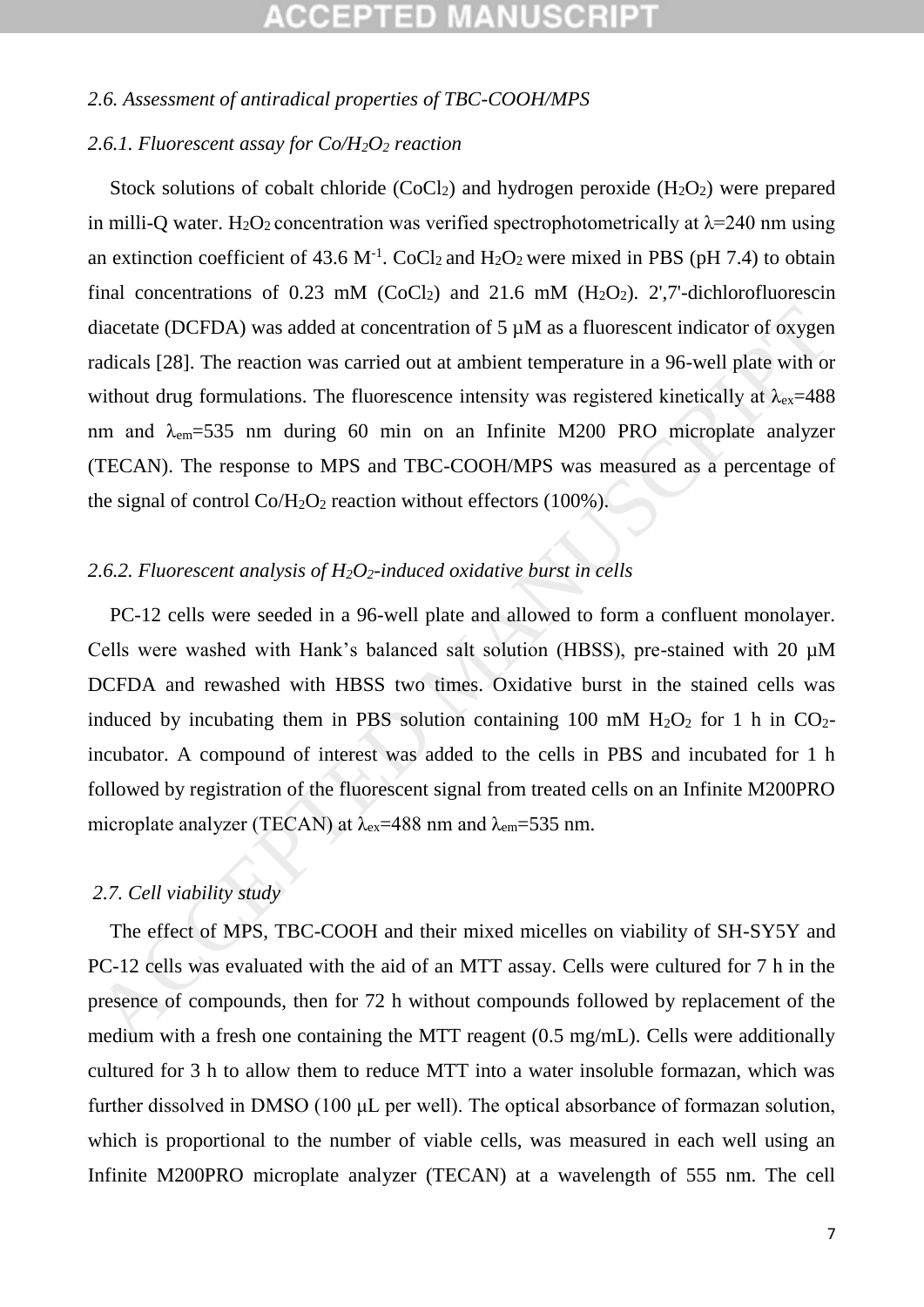*2.6. Assessment of antiradical properties of TBC-COOH/MPS*

*2.6.1. Fluorescent assay for Co/$H_2O_2$ reaction*

Stock solutions of cobalt chloride ($CoCl_2$) and hydrogen peroxide ($H_2O_2$) were prepared in milli-Q water. $H_2O_2$ concentration was verified spectrophotometrically at λ=240 nm using an extinction coefficient of 43.6 $M^{-1}$. $CoCl_2$ and $H_2O_2$ were mixed in PBS (pH 7.4) to obtain final concentrations of 0.23 mM ($CoCl_2$) and 21.6 mM ($H_2O_2$). 2',7'-dichlorofluorescin diacetate (DCFDA) was added at concentration of 5 µM as a fluorescent indicator of oxygen radicals [28]. The reaction was carried out at ambient temperature in a 96-well plate with or without drug formulations. The fluorescence intensity was registered kinetically at $\lambda_{ex}$=488 nm and $\lambda_{em}$=535 nm during 60 min on an Infinite M200 PRO microplate analyzer (TECAN). The response to MPS and TBC-COOH/MPS was measured as a percentage of the signal of control Co/$H_2O_2$ reaction without effectors (100%).

*2.6.2. Fluorescent analysis of $H_2O_2$-induced oxidative burst in cells*

PC-12 cells were seeded in a 96-well plate and allowed to form a confluent monolayer. Cells were washed with Hank's balanced salt solution (HBSS), pre-stained with 20 µM DCFDA and rewashed with HBSS two times. Oxidative burst in the stained cells was induced by incubating them in PBS solution containing 100 mM $H_2O_2$ for 1 h in $CO_2$-incubator. A compound of interest was added to the cells in PBS and incubated for 1 h followed by registration of the fluorescent signal from treated cells on an Infinite M200PRO microplate analyzer (TECAN) at $\lambda_{ex}$=488 nm and $\lambda_{em}$=535 nm.

*2.7. Cell viability study*

The effect of MPS, TBC-COOH and their mixed micelles on viability of SH-SY5Y and PC-12 cells was evaluated with the aid of an MTT assay. Cells were cultured for 7 h in the presence of compounds, then for 72 h without compounds followed by replacement of the medium with a fresh one containing the MTT reagent (0.5 mg/mL). Cells were additionally cultured for 3 h to allow them to reduce MTT into a water insoluble formazan, which was further dissolved in DMSO (100 µL per well). The optical absorbance of formazan solution, which is proportional to the number of viable cells, was measured in each well using an Infinite M200PRO microplate analyzer (TECAN) at a wavelength of 555 nm. The cell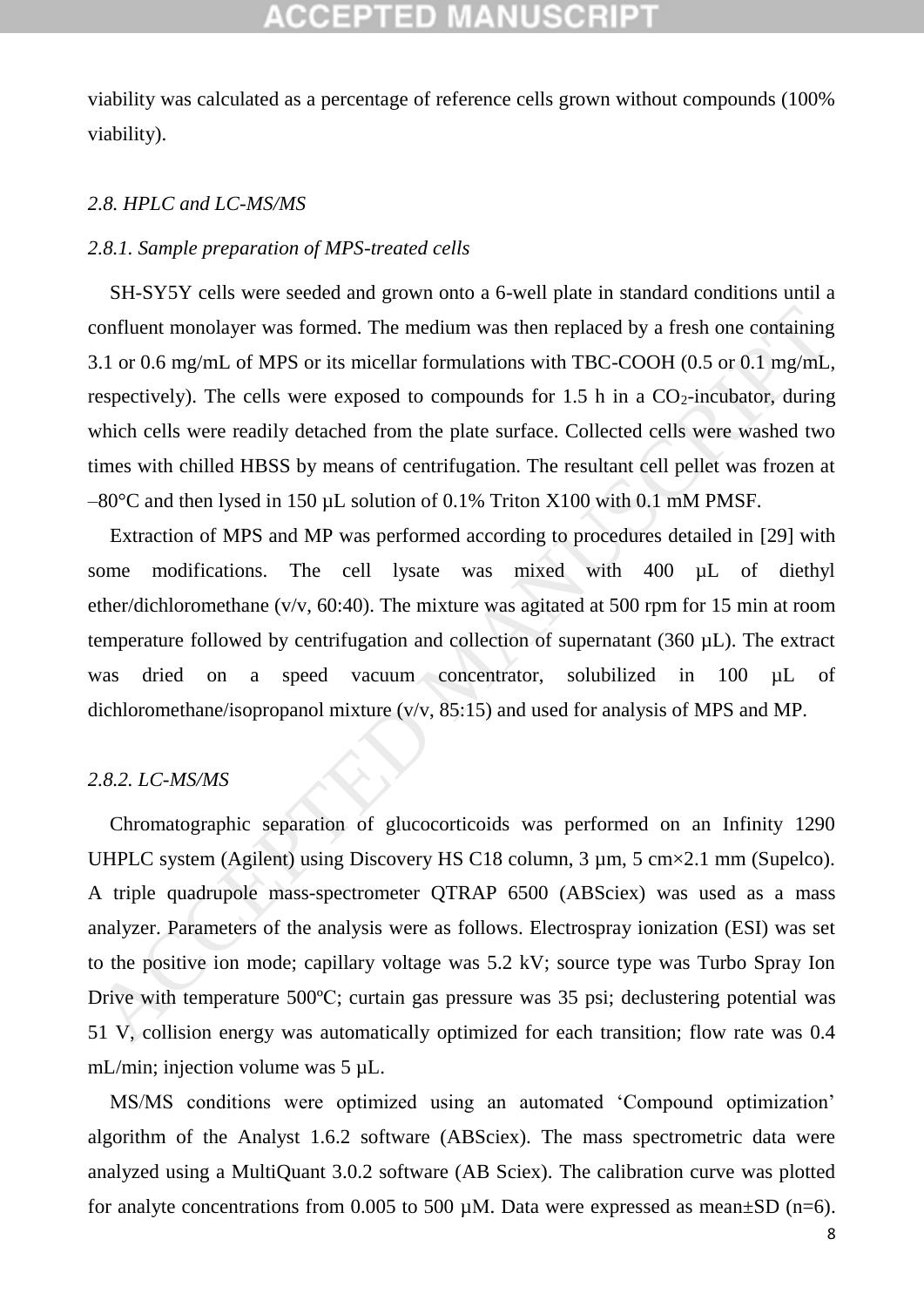viability was calculated as a percentage of reference cells grown without compounds (100% viability).

### *2.8. HPLC and LC-MS/MS*

#### *2.8.1. Sample preparation of MPS-treated cells*

SH-SY5Y cells were seeded and grown onto a 6-well plate in standard conditions until a confluent monolayer was formed. The medium was then replaced by a fresh one containing 3.1 or 0.6 mg/mL of MPS or its micellar formulations with TBC-COOH (0.5 or 0.1 mg/mL, respectively). The cells were exposed to compounds for 1.5 h in a $CO_2$-incubator, during which cells were readily detached from the plate surface. Collected cells were washed two times with chilled HBSS by means of centrifugation. The resultant cell pellet was frozen at –80°C and then lysed in 150 µL solution of 0.1% Triton X100 with 0.1 mM PMSF.

Extraction of MPS and MP was performed according to procedures detailed in [29] with some modifications. The cell lysate was mixed with 400 µL of diethyl ether/dichloromethane (v/v, 60:40). The mixture was agitated at 500 rpm for 15 min at room temperature followed by centrifugation and collection of supernatant (360 µL). The extract was dried on a speed vacuum concentrator, solubilized in 100 µL of dichloromethane/isopropanol mixture (v/v, 85:15) and used for analysis of MPS and MP.

#### *2.8.2. LC-MS/MS*

Chromatographic separation of glucocorticoids was performed on an Infinity 1290 UHPLC system (Agilent) using Discovery HS C18 column, 3 µm, 5 cm×2.1 mm (Supelco). A triple quadrupole mass-spectrometer QTRAP 6500 (ABSciex) was used as a mass analyzer. Parameters of the analysis were as follows. Electrospray ionization (ESI) was set to the positive ion mode; capillary voltage was 5.2 kV; source type was Turbo Spray Ion Drive with temperature 500ºC; curtain gas pressure was 35 psi; declustering potential was 51 V, collision energy was automatically optimized for each transition; flow rate was 0.4 mL/min; injection volume was 5 µL.

MS/MS conditions were optimized using an automated ‘Compound optimization’ algorithm of the Analyst 1.6.2 software (ABSciex). The mass spectrometric data were analyzed using a MultiQuant 3.0.2 software (AB Sciex). The calibration curve was plotted for analyte concentrations from 0.005 to 500 µM. Data were expressed as mean±SD (n=6).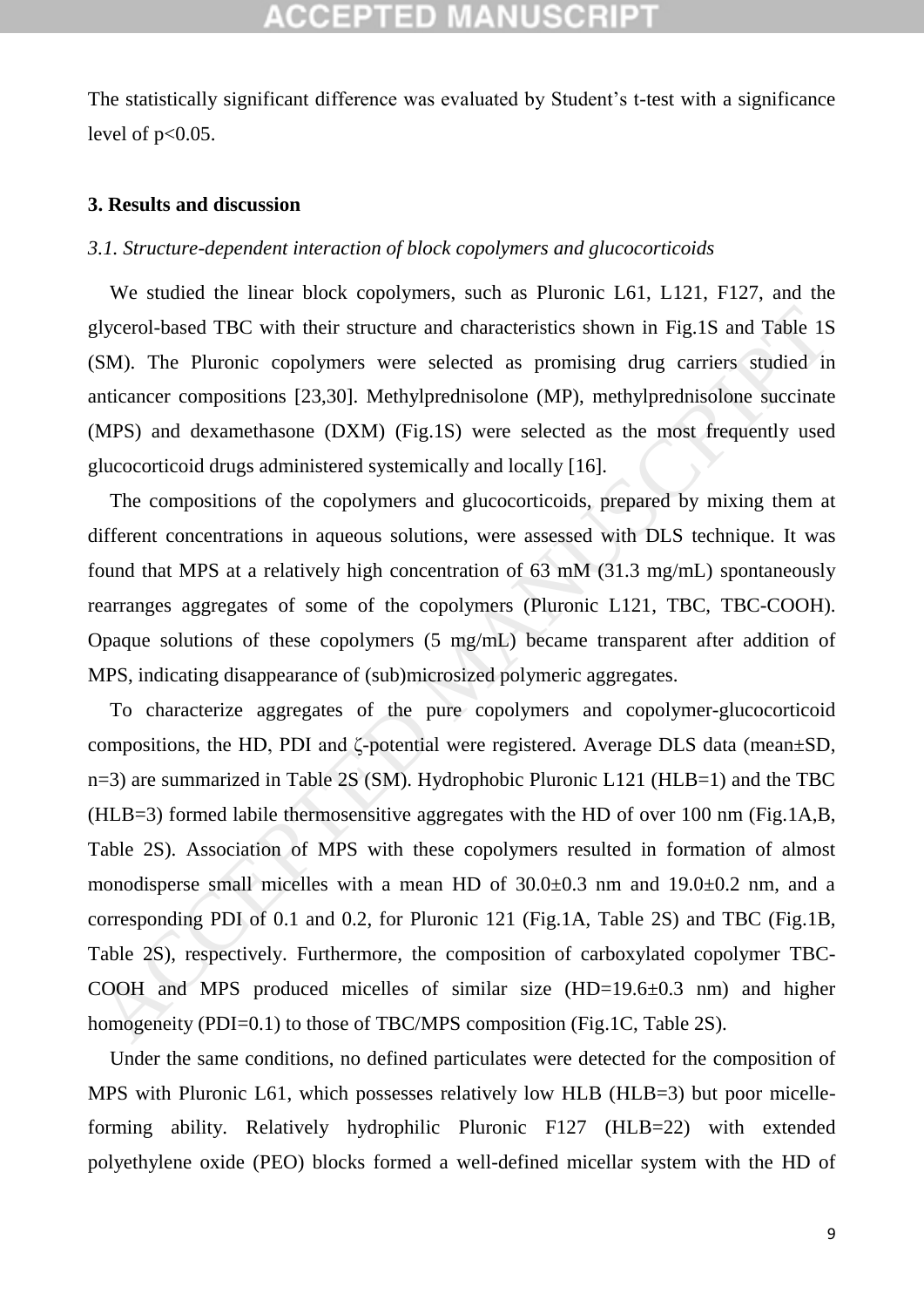The statistically significant difference was evaluated by Student's t-test with a significance level of $p<0.05$.

## 3. Results and discussion

### *3.1. Structure-dependent interaction of block copolymers and glucocorticoids*

We studied the linear block copolymers, such as Pluronic L61, L121, F127, and the glycerol-based TBC with their structure and characteristics shown in Fig.1S and Table 1S (SM). The Pluronic copolymers were selected as promising drug carriers studied in anticancer compositions [23,30]. Methylprednisolone (MP), methylprednisolone succinate (MPS) and dexamethasone (DXM) (Fig.1S) were selected as the most frequently used glucocorticoid drugs administered systemically and locally [16].

The compositions of the copolymers and glucocorticoids, prepared by mixing them at different concentrations in aqueous solutions, were assessed with DLS technique. It was found that MPS at a relatively high concentration of 63 mM (31.3 mg/mL) spontaneously rearranges aggregates of some of the copolymers (Pluronic L121, TBC, TBC-COOH). Opaque solutions of these copolymers (5 mg/mL) became transparent after addition of MPS, indicating disappearance of (sub)microsized polymeric aggregates.

To characterize aggregates of the pure copolymers and copolymer-glucocorticoid compositions, the HD, PDI and ζ-potential were registered. Average DLS data (mean±SD, n=3) are summarized in Table 2S (SM). Hydrophobic Pluronic L121 (HLB=1) and the TBC (HLB=3) formed labile thermosensitive aggregates with the HD of over 100 nm (Fig.1A,B, Table 2S). Association of MPS with these copolymers resulted in formation of almost monodisperse small micelles with a mean HD of 30.0±0.3 nm and 19.0±0.2 nm, and a corresponding PDI of 0.1 and 0.2, for Pluronic 121 (Fig.1A, Table 2S) and TBC (Fig.1B, Table 2S), respectively. Furthermore, the composition of carboxylated copolymer TBC-COOH and MPS produced micelles of similar size (HD=19.6±0.3 nm) and higher homogeneity (PDI=0.1) to those of TBC/MPS composition (Fig.1C, Table 2S).

Under the same conditions, no defined particulates were detected for the composition of MPS with Pluronic L61, which possesses relatively low HLB (HLB=3) but poor micelle-forming ability. Relatively hydrophilic Pluronic F127 (HLB=22) with extended polyethylene oxide (PEO) blocks formed a well-defined micellar system with the HD of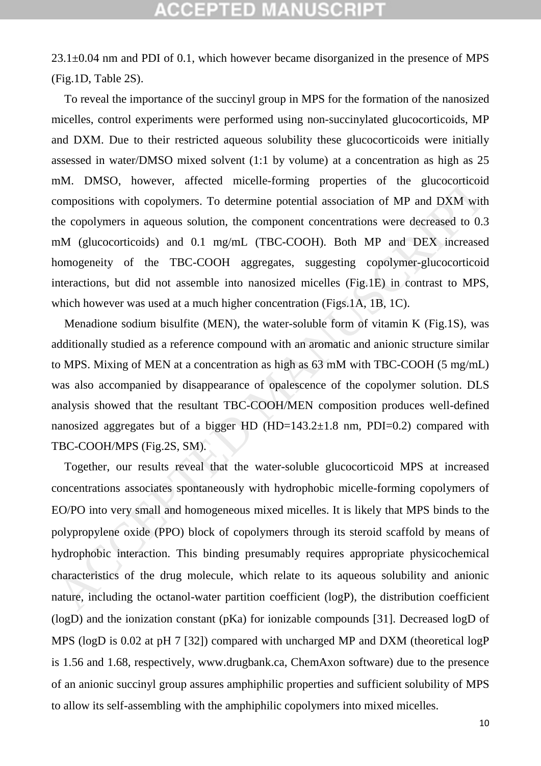23.1±0.04 nm and PDI of 0.1, which however became disorganized in the presence of MPS (Fig.1D, Table 2S).

To reveal the importance of the succinyl group in MPS for the formation of the nanosized micelles, control experiments were performed using non-succinylated glucocorticoids, MP and DXM. Due to their restricted aqueous solubility these glucocorticoids were initially assessed in water/DMSO mixed solvent (1:1 by volume) at a concentration as high as 25 mM. DMSO, however, affected micelle-forming properties of the glucocorticoid compositions with copolymers. To determine potential association of MP and DXM with the copolymers in aqueous solution, the component concentrations were decreased to 0.3 mM (glucocorticoids) and 0.1 mg/mL (TBC-COOH). Both MP and DEX increased homogeneity of the TBC-COOH aggregates, suggesting copolymer-glucocorticoid interactions, but did not assemble into nanosized micelles (Fig.1E) in contrast to MPS, which however was used at a much higher concentration (Figs.1A, 1B, 1C).

Menadione sodium bisulfite (MEN), the water-soluble form of vitamin K (Fig.1S), was additionally studied as a reference compound with an aromatic and anionic structure similar to MPS. Mixing of MEN at a concentration as high as 63 mM with TBC-COOH (5 mg/mL) was also accompanied by disappearance of opalescence of the copolymer solution. DLS analysis showed that the resultant TBC-COOH/MEN composition produces well-defined nanosized aggregates but of a bigger HD (HD=143.2±1.8 nm, PDI=0.2) compared with TBC-COOH/MPS (Fig.2S, SM).

Together, our results reveal that the water-soluble glucocorticoid MPS at increased concentrations associates spontaneously with hydrophobic micelle-forming copolymers of EO/PO into very small and homogeneous mixed micelles. It is likely that MPS binds to the polypropylene oxide (PPO) block of copolymers through its steroid scaffold by means of hydrophobic interaction. This binding presumably requires appropriate physicochemical characteristics of the drug molecule, which relate to its aqueous solubility and anionic nature, including the octanol-water partition coefficient (logP), the distribution coefficient (logD) and the ionization constant (pKa) for ionizable compounds [31]. Decreased logD of MPS (logD is 0.02 at pH 7 [32]) compared with uncharged MP and DXM (theoretical logP is 1.56 and 1.68, respectively, www.drugbank.ca, ChemAxon software) due to the presence of an anionic succinyl group assures amphiphilic properties and sufficient solubility of MPS to allow its self-assembling with the amphiphilic copolymers into mixed micelles.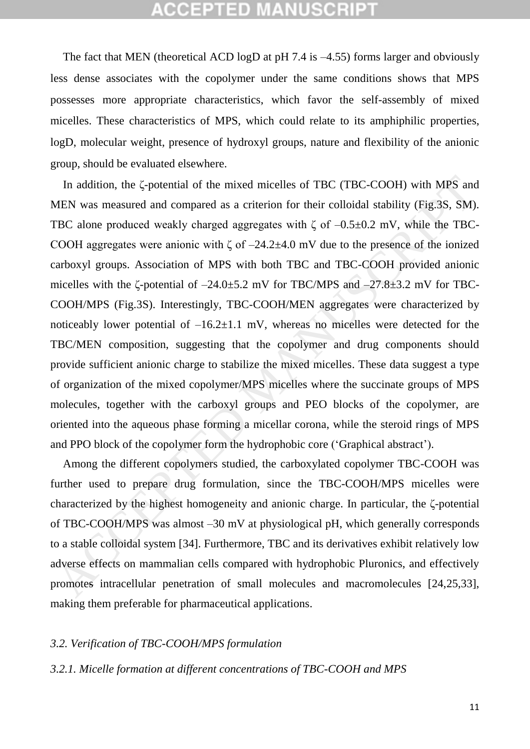The fact that MEN (theoretical ACD logD at pH 7.4 is –4.55) forms larger and obviously less dense associates with the copolymer under the same conditions shows that MPS possesses more appropriate characteristics, which favor the self-assembly of mixed micelles. These characteristics of MPS, which could relate to its amphiphilic properties, logD, molecular weight, presence of hydroxyl groups, nature and flexibility of the anionic group, should be evaluated elsewhere.

In addition, the ζ-potential of the mixed micelles of TBC (TBC-COOH) with MPS and MEN was measured and compared as a criterion for their colloidal stability (Fig.3S, SM). TBC alone produced weakly charged aggregates with ζ of –0.5±0.2 mV, while the TBC-COOH aggregates were anionic with ζ of –24.2±4.0 mV due to the presence of the ionized carboxyl groups. Association of MPS with both TBC and TBC-COOH provided anionic micelles with the ζ-potential of –24.0±5.2 mV for TBC/MPS and –27.8±3.2 mV for TBC-COOH/MPS (Fig.3S). Interestingly, TBC-COOH/MEN aggregates were characterized by noticeably lower potential of –16.2±1.1 mV, whereas no micelles were detected for the TBC/MEN composition, suggesting that the copolymer and drug components should provide sufficient anionic charge to stabilize the mixed micelles. These data suggest a type of organization of the mixed copolymer/MPS micelles where the succinate groups of MPS molecules, together with the carboxyl groups and PEO blocks of the copolymer, are oriented into the aqueous phase forming a micellar corona, while the steroid rings of MPS and PPO block of the copolymer form the hydrophobic core ('Graphical abstract').

Among the different copolymers studied, the carboxylated copolymer TBC-COOH was further used to prepare drug formulation, since the TBC-COOH/MPS micelles were characterized by the highest homogeneity and anionic charge. In particular, the ζ-potential of TBC-COOH/MPS was almost –30 mV at physiological pH, which generally corresponds to a stable colloidal system [34]. Furthermore, TBC and its derivatives exhibit relatively low adverse effects on mammalian cells compared with hydrophobic Pluronics, and effectively promotes intracellular penetration of small molecules and macromolecules [24,25,33], making them preferable for pharmaceutical applications.

### *3.2. Verification of TBC-COOH/MPS formulation*

#### *3.2.1. Micelle formation at different concentrations of TBC-COOH and MPS*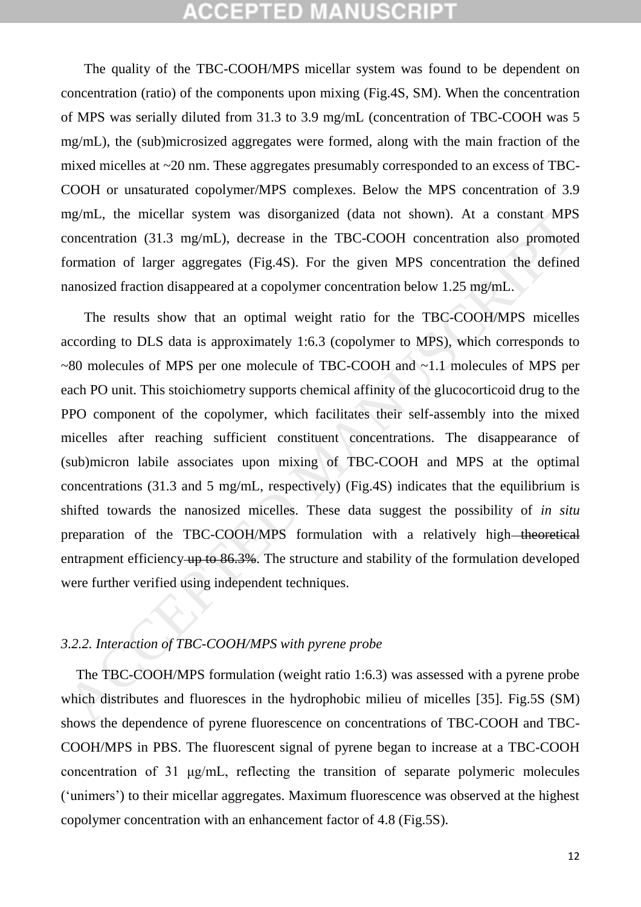The quality of the TBC-COOH/MPS micellar system was found to be dependent on concentration (ratio) of the components upon mixing (Fig.4S, SM). When the concentration of MPS was serially diluted from 31.3 to 3.9 mg/mL (concentration of TBC-COOH was 5 mg/mL), the (sub)microsized aggregates were formed, along with the main fraction of the mixed micelles at ~20 nm. These aggregates presumably corresponded to an excess of TBC-COOH or unsaturated copolymer/MPS complexes. Below the MPS concentration of 3.9 mg/mL, the micellar system was disorganized (data not shown). At a constant MPS concentration (31.3 mg/mL), decrease in the TBC-COOH concentration also promoted formation of larger aggregates (Fig.4S). For the given MPS concentration the defined nanosized fraction disappeared at a copolymer concentration below 1.25 mg/mL.

The results show that an optimal weight ratio for the TBC-COOH/MPS micelles according to DLS data is approximately 1:6.3 (copolymer to MPS), which corresponds to ~80 molecules of MPS per one molecule of TBC-COOH and ~1.1 molecules of MPS per each PO unit. This stoichiometry supports chemical affinity of the glucocorticoid drug to the PPO component of the copolymer, which facilitates their self-assembly into the mixed micelles after reaching sufficient constituent concentrations. The disappearance of (sub)micron labile associates upon mixing of TBC-COOH and MPS at the optimal concentrations (31.3 and 5 mg/mL, respectively) (Fig.4S) indicates that the equilibrium is shifted towards the nanosized micelles. These data suggest the possibility of *in situ* preparation of the TBC-COOH/MPS formulation with a relatively high ~~theoretical~~ entrapment efficiency ~~up to 86.3%~~. The structure and stability of the formulation developed were further verified using independent techniques.

### *3.2.2. Interaction of TBC-COOH/MPS with pyrene probe*

The TBC-COOH/MPS formulation (weight ratio 1:6.3) was assessed with a pyrene probe which distributes and fluoresces in the hydrophobic milieu of micelles [35]. Fig.5S (SM) shows the dependence of pyrene fluorescence on concentrations of TBC-COOH and TBC-COOH/MPS in PBS. The fluorescent signal of pyrene began to increase at a TBC-COOH concentration of 31 μg/mL, reflecting the transition of separate polymeric molecules ('unimers') to their micellar aggregates. Maximum fluorescence was observed at the highest copolymer concentration with an enhancement factor of 4.8 (Fig.5S).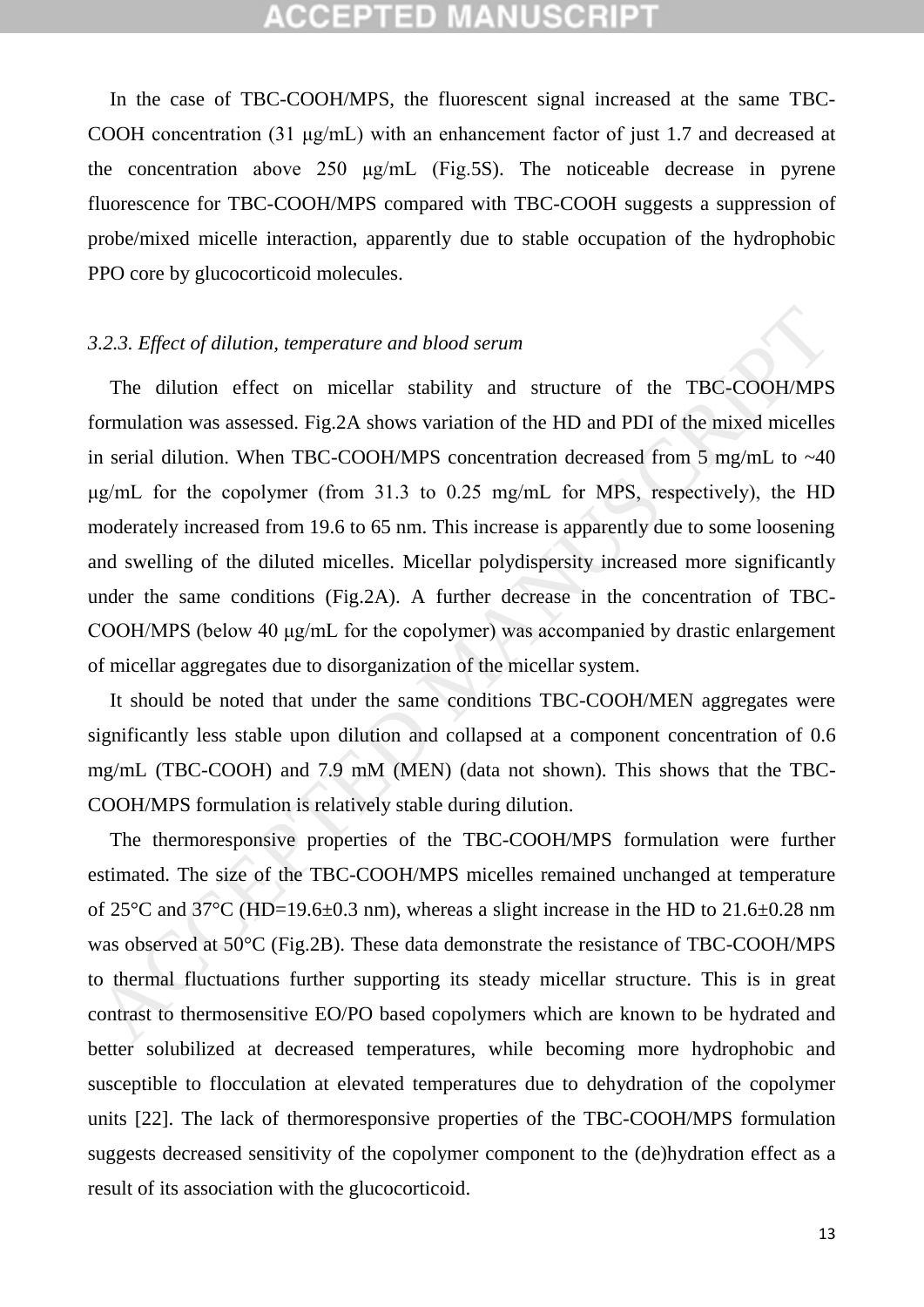In the case of TBC-COOH/MPS, the fluorescent signal increased at the same TBC-COOH concentration (31 μg/mL) with an enhancement factor of just 1.7 and decreased at the concentration above 250 μg/mL (Fig.5S). The noticeable decrease in pyrene fluorescence for TBC-COOH/MPS compared with TBC-COOH suggests a suppression of probe/mixed micelle interaction, apparently due to stable occupation of the hydrophobic PPO core by glucocorticoid molecules.

### *3.2.3. Effect of dilution, temperature and blood serum*

The dilution effect on micellar stability and structure of the TBC-COOH/MPS formulation was assessed. Fig.2A shows variation of the HD and PDI of the mixed micelles in serial dilution. When TBC-COOH/MPS concentration decreased from 5 mg/mL to ~40 μg/mL for the copolymer (from 31.3 to 0.25 mg/mL for MPS, respectively), the HD moderately increased from 19.6 to 65 nm. This increase is apparently due to some loosening and swelling of the diluted micelles. Micellar polydispersity increased more significantly under the same conditions (Fig.2A). A further decrease in the concentration of TBC-COOH/MPS (below 40 μg/mL for the copolymer) was accompanied by drastic enlargement of micellar aggregates due to disorganization of the micellar system.

It should be noted that under the same conditions TBC-COOH/MEN aggregates were significantly less stable upon dilution and collapsed at a component concentration of 0.6 mg/mL (TBC-COOH) and 7.9 mM (MEN) (data not shown). This shows that the TBC-COOH/MPS formulation is relatively stable during dilution.

The thermoresponsive properties of the TBC-COOH/MPS formulation were further estimated. The size of the TBC-COOH/MPS micelles remained unchanged at temperature of 25°C and 37°C (HD=19.6±0.3 nm), whereas a slight increase in the HD to 21.6±0.28 nm was observed at 50°C (Fig.2B). These data demonstrate the resistance of TBC-COOH/MPS to thermal fluctuations further supporting its steady micellar structure. This is in great contrast to thermosensitive EO/PO based copolymers which are known to be hydrated and better solubilized at decreased temperatures, while becoming more hydrophobic and susceptible to flocculation at elevated temperatures due to dehydration of the copolymer units [22]. The lack of thermoresponsive properties of the TBC-COOH/MPS formulation suggests decreased sensitivity of the copolymer component to the (de)hydration effect as a result of its association with the glucocorticoid.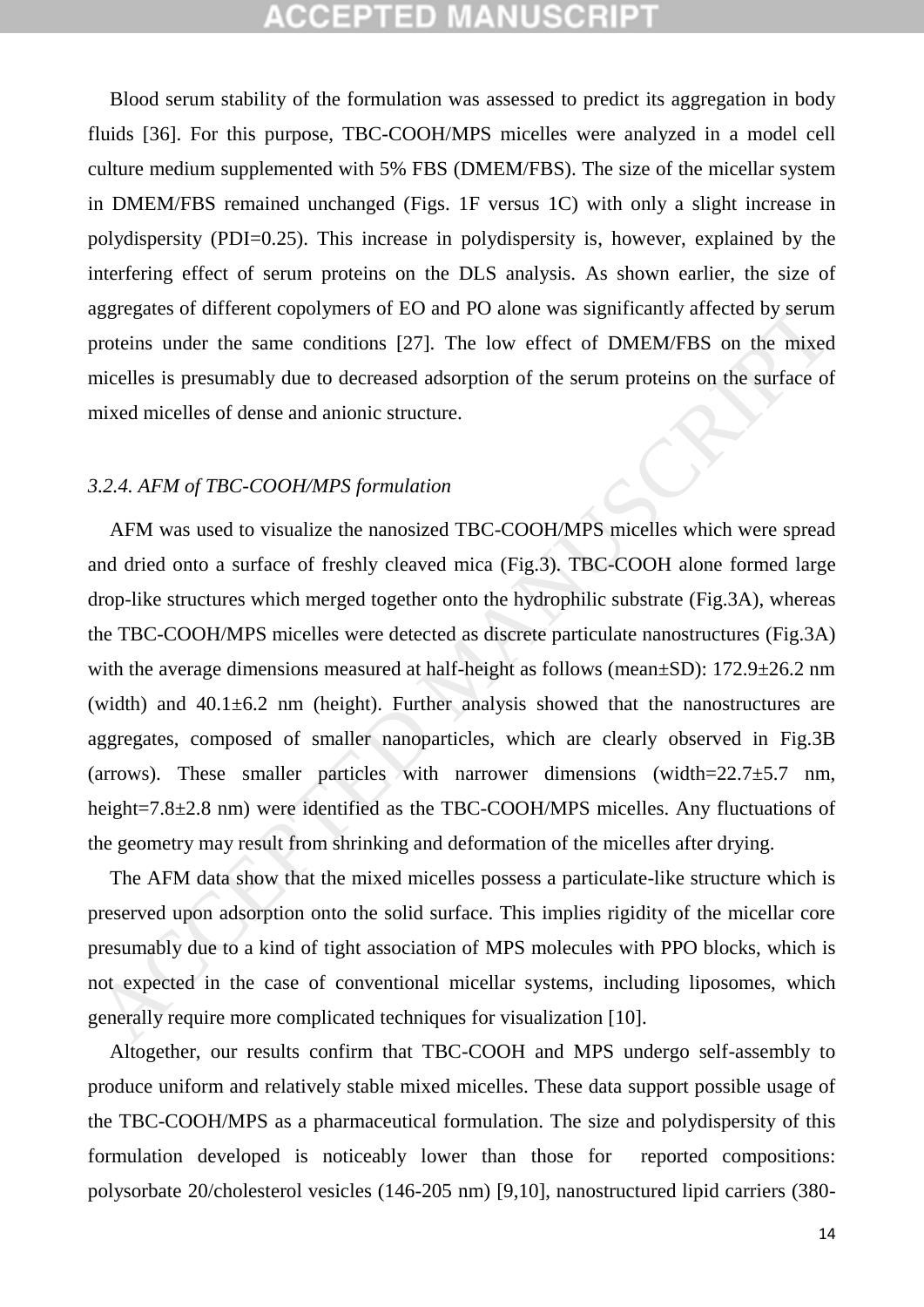Blood serum stability of the formulation was assessed to predict its aggregation in body fluids [36]. For this purpose, TBC-COOH/MPS micelles were analyzed in a model cell culture medium supplemented with 5% FBS (DMEM/FBS). The size of the micellar system in DMEM/FBS remained unchanged (Figs. 1F versus 1C) with only a slight increase in polydispersity (PDI=0.25). This increase in polydispersity is, however, explained by the interfering effect of serum proteins on the DLS analysis. As shown earlier, the size of aggregates of different copolymers of EO and PO alone was significantly affected by serum proteins under the same conditions [27]. The low effect of DMEM/FBS on the mixed micelles is presumably due to decreased adsorption of the serum proteins on the surface of mixed micelles of dense and anionic structure.

### *3.2.4. AFM of TBC-COOH/MPS formulation*

AFM was used to visualize the nanosized TBC-COOH/MPS micelles which were spread and dried onto a surface of freshly cleaved mica (Fig.3). TBC-COOH alone formed large drop-like structures which merged together onto the hydrophilic substrate (Fig.3A), whereas the TBC-COOH/MPS micelles were detected as discrete particulate nanostructures (Fig.3A) with the average dimensions measured at half-height as follows (mean±SD): 172.9±26.2 nm (width) and 40.1±6.2 nm (height). Further analysis showed that the nanostructures are aggregates, composed of smaller nanoparticles, which are clearly observed in Fig.3B (arrows). These smaller particles with narrower dimensions (width=22.7±5.7 nm, height=7.8±2.8 nm) were identified as the TBC-COOH/MPS micelles. Any fluctuations of the geometry may result from shrinking and deformation of the micelles after drying.

The AFM data show that the mixed micelles possess a particulate-like structure which is preserved upon adsorption onto the solid surface. This implies rigidity of the micellar core presumably due to a kind of tight association of MPS molecules with PPO blocks, which is not expected in the case of conventional micellar systems, including liposomes, which generally require more complicated techniques for visualization [10].

Altogether, our results confirm that TBC-COOH and MPS undergo self-assembly to produce uniform and relatively stable mixed micelles. These data support possible usage of the TBC-COOH/MPS as a pharmaceutical formulation. The size and polydispersity of this formulation developed is noticeably lower than those for reported compositions: polysorbate 20/cholesterol vesicles (146-205 nm) [9,10], nanostructured lipid carriers (380-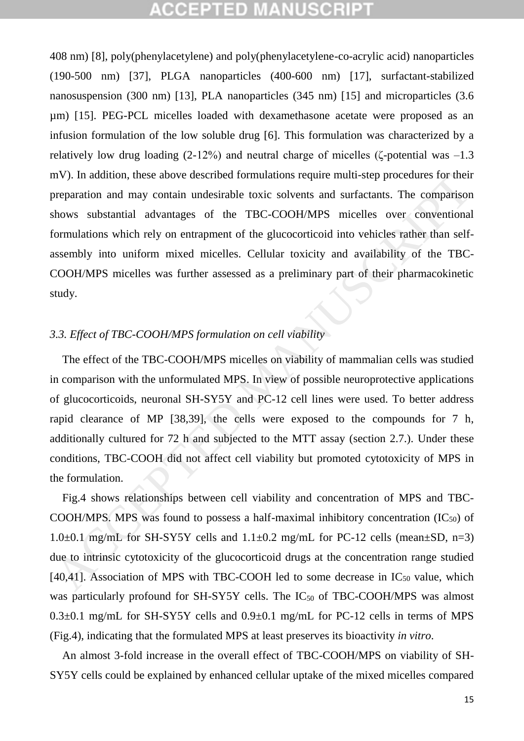408 nm) [8], poly(phenylacetylene) and poly(phenylacetylene-co-acrylic acid) nanoparticles (190-500 nm) [37], PLGA nanoparticles (400-600 nm) [17], surfactant-stabilized nanosuspension (300 nm) [13], PLA nanoparticles (345 nm) [15] and microparticles (3.6 μm) [15]. PEG-PCL micelles loaded with dexamethasone acetate were proposed as an infusion formulation of the low soluble drug [6]. This formulation was characterized by a relatively low drug loading (2-12%) and neutral charge of micelles (ζ-potential was –1.3 mV). In addition, these above described formulations require multi-step procedures for their preparation and may contain undesirable toxic solvents and surfactants. The comparison shows substantial advantages of the TBC-COOH/MPS micelles over conventional formulations which rely on entrapment of the glucocorticoid into vehicles rather than self-assembly into uniform mixed micelles. Cellular toxicity and availability of the TBC-COOH/MPS micelles was further assessed as a preliminary part of their pharmacokinetic study.

### *3.3. Effect of TBC-COOH/MPS formulation on cell viability*

The effect of the TBC-COOH/MPS micelles on viability of mammalian cells was studied in comparison with the unformulated MPS. In view of possible neuroprotective applications of glucocorticoids, neuronal SH-SY5Y and PC-12 cell lines were used. To better address rapid clearance of MP [38,39], the cells were exposed to the compounds for 7 h, additionally cultured for 72 h and subjected to the MTT assay (section 2.7.). Under these conditions, TBC-COOH did not affect cell viability but promoted cytotoxicity of MPS in the formulation.

Fig.4 shows relationships between cell viability and concentration of MPS and TBC-COOH/MPS. MPS was found to possess a half-maximal inhibitory concentration ($IC_{50}$) of 1.0±0.1 mg/mL for SH-SY5Y cells and 1.1±0.2 mg/mL for PC-12 cells (mean±SD, n=3) due to intrinsic cytotoxicity of the glucocorticoid drugs at the concentration range studied [40,41]. Association of MPS with TBC-COOH led to some decrease in $IC_{50}$ value, which was particularly profound for SH-SY5Y cells. The $IC_{50}$ of TBC-COOH/MPS was almost 0.3±0.1 mg/mL for SH-SY5Y cells and 0.9±0.1 mg/mL for PC-12 cells in terms of MPS (Fig.4), indicating that the formulated MPS at least preserves its bioactivity *in vitro*.

An almost 3-fold increase in the overall effect of TBC-COOH/MPS on viability of SH-SY5Y cells could be explained by enhanced cellular uptake of the mixed micelles compared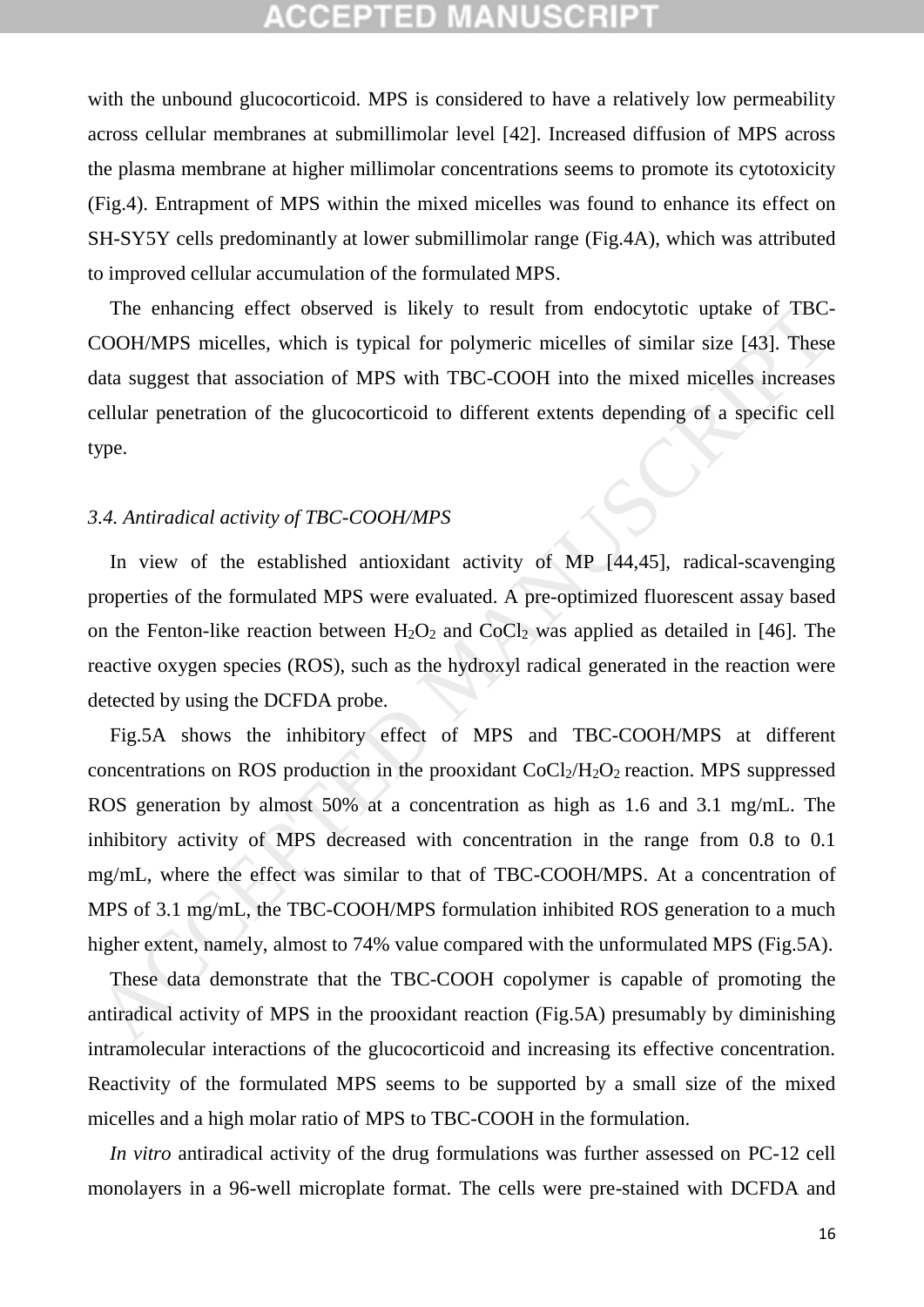with the unbound glucocorticoid. MPS is considered to have a relatively low permeability across cellular membranes at submillimolar level [42]. Increased diffusion of MPS across the plasma membrane at higher millimolar concentrations seems to promote its cytotoxicity (Fig.4). Entrapment of MPS within the mixed micelles was found to enhance its effect on SH-SY5Y cells predominantly at lower submillimolar range (Fig.4A), which was attributed to improved cellular accumulation of the formulated MPS.

The enhancing effect observed is likely to result from endocytotic uptake of TBC-COOH/MPS micelles, which is typical for polymeric micelles of similar size [43]. These data suggest that association of MPS with TBC-COOH into the mixed micelles increases cellular penetration of the glucocorticoid to different extents depending of a specific cell type.

### *3.4. Antiradical activity of TBC-COOH/MPS*

In view of the established antioxidant activity of MP [44,45], radical-scavenging properties of the formulated MPS were evaluated. A pre-optimized fluorescent assay based on the Fenton-like reaction between $H_2O_2$ and $CoCl_2$ was applied as detailed in [46]. The reactive oxygen species (ROS), such as the hydroxyl radical generated in the reaction were detected by using the DCFDA probe.

Fig.5A shows the inhibitory effect of MPS and TBC-COOH/MPS at different concentrations on ROS production in the prooxidant $CoCl_2/H_2O_2$ reaction. MPS suppressed ROS generation by almost 50% at a concentration as high as 1.6 and 3.1 mg/mL. The inhibitory activity of MPS decreased with concentration in the range from 0.8 to 0.1 mg/mL, where the effect was similar to that of TBC-COOH/MPS. At a concentration of MPS of 3.1 mg/mL, the TBC-COOH/MPS formulation inhibited ROS generation to a much higher extent, namely, almost to 74% value compared with the unformulated MPS (Fig.5A).

These data demonstrate that the TBC-COOH copolymer is capable of promoting the antiradical activity of MPS in the prooxidant reaction (Fig.5A) presumably by diminishing intramolecular interactions of the glucocorticoid and increasing its effective concentration. Reactivity of the formulated MPS seems to be supported by a small size of the mixed micelles and a high molar ratio of MPS to TBC-COOH in the formulation.

*In vitro* antiradical activity of the drug formulations was further assessed on PC-12 cell monolayers in a 96-well microplate format. The cells were pre-stained with DCFDA and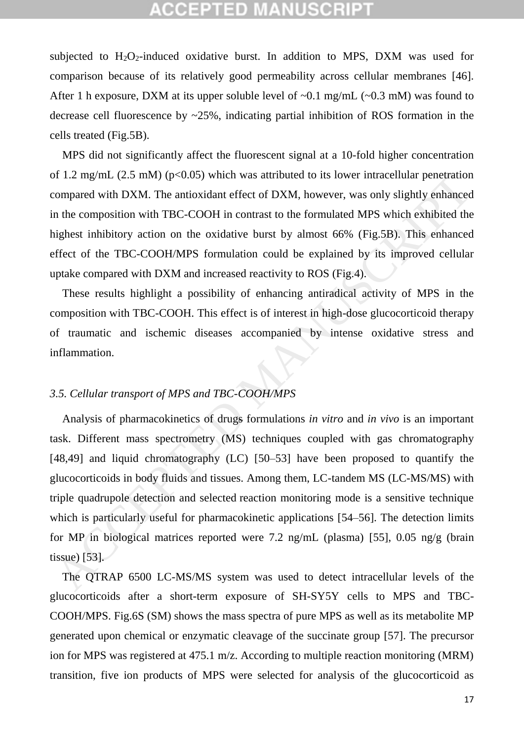subjected to $H_2O_2$-induced oxidative burst. In addition to MPS, DXM was used for comparison because of its relatively good permeability across cellular membranes [46]. After 1 h exposure, DXM at its upper soluble level of ~0.1 mg/mL (~0.3 mM) was found to decrease cell fluorescence by ~25%, indicating partial inhibition of ROS formation in the cells treated (Fig.5B).

MPS did not significantly affect the fluorescent signal at a 10-fold higher concentration of 1.2 mg/mL (2.5 mM) ($p<0.05$) which was attributed to its lower intracellular penetration compared with DXM. The antioxidant effect of DXM, however, was only slightly enhanced in the composition with TBC-COOH in contrast to the formulated MPS which exhibited the highest inhibitory action on the oxidative burst by almost 66% (Fig.5B). This enhanced effect of the TBC-COOH/MPS formulation could be explained by its improved cellular uptake compared with DXM and increased reactivity to ROS (Fig.4).

These results highlight a possibility of enhancing antiradical activity of MPS in the composition with TBC-COOH. This effect is of interest in high-dose glucocorticoid therapy of traumatic and ischemic diseases accompanied by intense oxidative stress and inflammation.

### *3.5. Cellular transport of MPS and TBC-COOH/MPS*

Analysis of pharmacokinetics of drugs formulations *in vitro* and *in vivo* is an important task. Different mass spectrometry (MS) techniques coupled with gas chromatography [48,49] and liquid chromatography (LC) [50–53] have been proposed to quantify the glucocorticoids in body fluids and tissues. Among them, LC-tandem MS (LC-MS/MS) with triple quadrupole detection and selected reaction monitoring mode is a sensitive technique which is particularly useful for pharmacokinetic applications [54–56]. The detection limits for MP in biological matrices reported were 7.2 ng/mL (plasma) [55], 0.05 ng/g (brain tissue) [53].

The QTRAP 6500 LC-MS/MS system was used to detect intracellular levels of the glucocorticoids after a short-term exposure of SH-SY5Y cells to MPS and TBC-COOH/MPS. Fig.6S (SM) shows the mass spectra of pure MPS as well as its metabolite MP generated upon chemical or enzymatic cleavage of the succinate group [57]. The precursor ion for MPS was registered at 475.1 m/z. According to multiple reaction monitoring (MRM) transition, five ion products of MPS were selected for analysis of the glucocorticoid as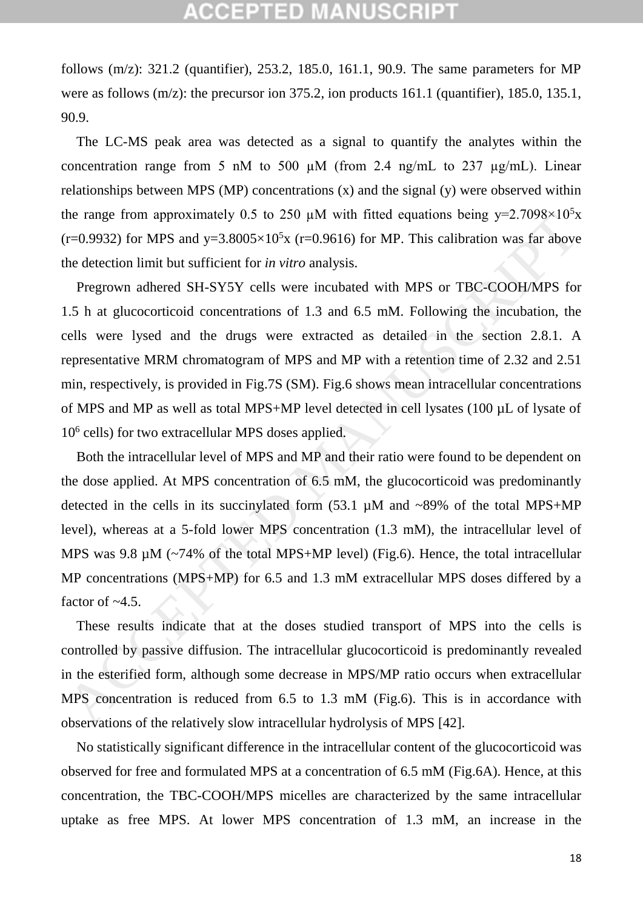follows (m/z): 321.2 (quantifier), 253.2, 185.0, 161.1, 90.9. The same parameters for MP were as follows (m/z): the precursor ion 375.2, ion products 161.1 (quantifier), 185.0, 135.1, 90.9.

The LC-MS peak area was detected as a signal to quantify the analytes within the concentration range from 5 nM to 500 μM (from 2.4 ng/mL to 237 μg/mL). Linear relationships between MPS (MP) concentrations (x) and the signal (y) were observed within the range from approximately 0.5 to 250 μM with fitted equations being $y=2.7098\times10^5x$ (r=0.9932) for MPS and $y=3.8005\times10^5x$ (r=0.9616) for MP. This calibration was far above the detection limit but sufficient for *in vitro* analysis.

Pregrown adhered SH-SY5Y cells were incubated with MPS or TBC-COOH/MPS for 1.5 h at glucocorticoid concentrations of 1.3 and 6.5 mM. Following the incubation, the cells were lysed and the drugs were extracted as detailed in the section 2.8.1. A representative MRM chromatogram of MPS and MP with a retention time of 2.32 and 2.51 min, respectively, is provided in Fig.7S (SM). Fig.6 shows mean intracellular concentrations of MPS and MP as well as total MPS+MP level detected in cell lysates (100 µL of lysate of $10^6$ cells) for two extracellular MPS doses applied.

Both the intracellular level of MPS and MP and their ratio were found to be dependent on the dose applied. At MPS concentration of 6.5 mM, the glucocorticoid was predominantly detected in the cells in its succinylated form (53.1 µM and ~89% of the total MPS+MP level), whereas at a 5-fold lower MPS concentration (1.3 mM), the intracellular level of MPS was 9.8 µM (~74% of the total MPS+MP level) (Fig.6). Hence, the total intracellular MP concentrations (MPS+MP) for 6.5 and 1.3 mM extracellular MPS doses differed by a factor of ~4.5.

These results indicate that at the doses studied transport of MPS into the cells is controlled by passive diffusion. The intracellular glucocorticoid is predominantly revealed in the esterified form, although some decrease in MPS/MP ratio occurs when extracellular MPS concentration is reduced from 6.5 to 1.3 mM (Fig.6). This is in accordance with observations of the relatively slow intracellular hydrolysis of MPS [42].

No statistically significant difference in the intracellular content of the glucocorticoid was observed for free and formulated MPS at a concentration of 6.5 mM (Fig.6A). Hence, at this concentration, the TBC-COOH/MPS micelles are characterized by the same intracellular uptake as free MPS. At lower MPS concentration of 1.3 mM, an increase in the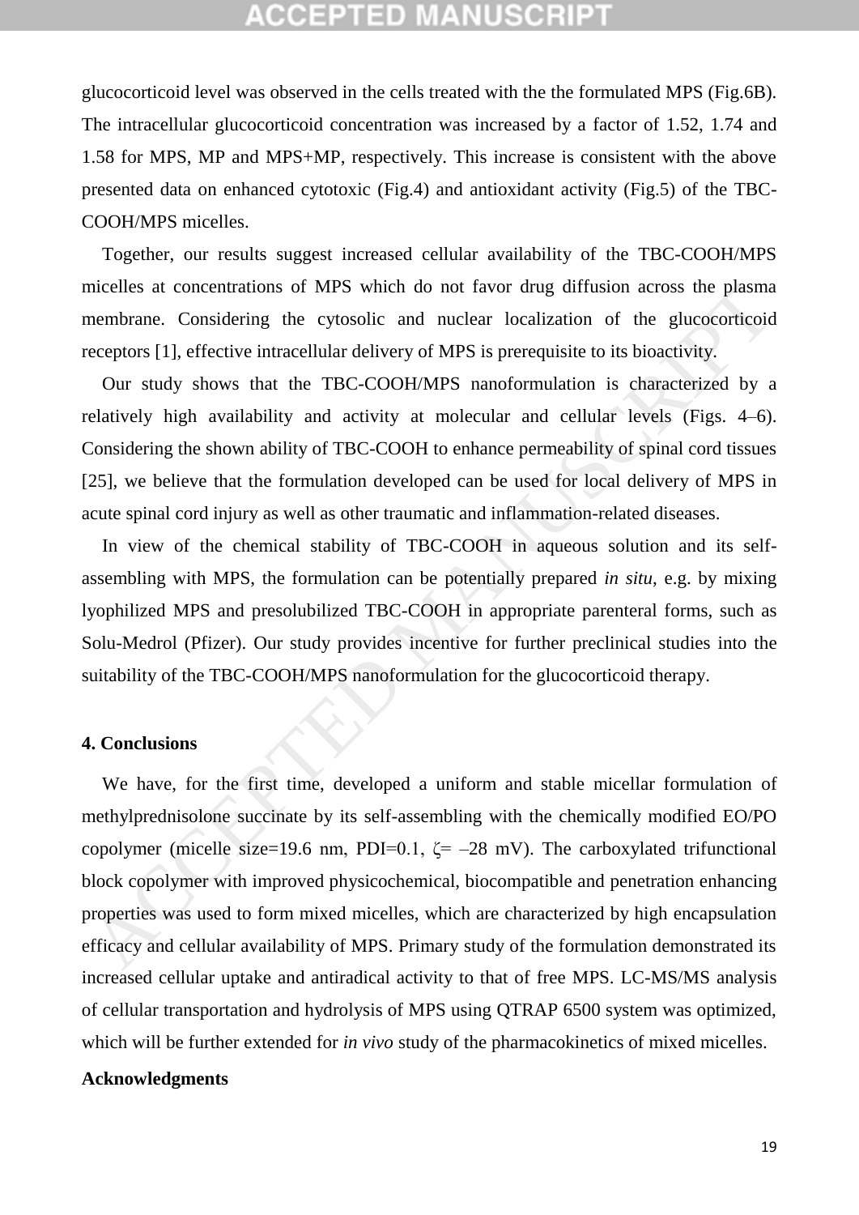glucocorticoid level was observed in the cells treated with the the formulated MPS (Fig.6B). The intracellular glucocorticoid concentration was increased by a factor of 1.52, 1.74 and 1.58 for MPS, MP and MPS+MP, respectively. This increase is consistent with the above presented data on enhanced cytotoxic (Fig.4) and antioxidant activity (Fig.5) of the TBC-COOH/MPS micelles.

Together, our results suggest increased cellular availability of the TBC-COOH/MPS micelles at concentrations of MPS which do not favor drug diffusion across the plasma membrane. Considering the cytosolic and nuclear localization of the glucocorticoid receptors [1], effective intracellular delivery of MPS is prerequisite to its bioactivity.

Our study shows that the TBC-COOH/MPS nanoformulation is characterized by a relatively high availability and activity at molecular and cellular levels (Figs. 4–6). Considering the shown ability of TBC-COOH to enhance permeability of spinal cord tissues [25], we believe that the formulation developed can be used for local delivery of MPS in acute spinal cord injury as well as other traumatic and inflammation-related diseases.

In view of the chemical stability of TBC-COOH in aqueous solution and its self-assembling with MPS, the formulation can be potentially prepared *in situ*, e.g. by mixing lyophilized MPS and presolubilized TBC-COOH in appropriate parenteral forms, such as Solu-Medrol (Pfizer). Our study provides incentive for further preclinical studies into the suitability of the TBC-COOH/MPS nanoformulation for the glucocorticoid therapy.

## 4. Conclusions

We have, for the first time, developed a uniform and stable micellar formulation of methylprednisolone succinate by its self-assembling with the chemically modified EO/PO copolymer (micelle size=19.6 nm, PDI=0.1, $\zeta = -28$ mV). The carboxylated trifunctional block copolymer with improved physicochemical, biocompatible and penetration enhancing properties was used to form mixed micelles, which are characterized by high encapsulation efficacy and cellular availability of MPS. Primary study of the formulation demonstrated its increased cellular uptake and antiradical activity to that of free MPS. LC-MS/MS analysis of cellular transportation and hydrolysis of MPS using QTRAP 6500 system was optimized, which will be further extended for *in vivo* study of the pharmacokinetics of mixed micelles.

**Acknowledgments**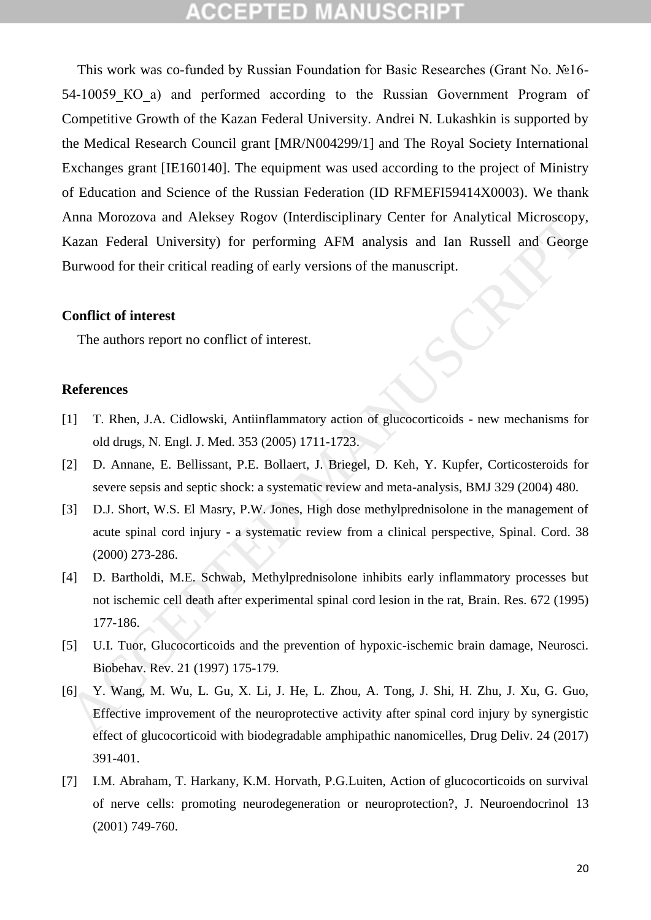This work was co-funded by Russian Foundation for Basic Researches (Grant No. №16-54-10059_КО_a) and performed according to the Russian Government Program of Competitive Growth of the Kazan Federal University. Andrei N. Lukashkin is supported by the Medical Research Council grant [MR/N004299/1] and The Royal Society International Exchanges grant [IE160140]. The equipment was used according to the project of Ministry of Education and Science of the Russian Federation (ID RFMEFI59414X0003). We thank Anna Morozova and Aleksey Rogov (Interdisciplinary Center for Analytical Microscopy, Kazan Federal University) for performing AFM analysis and Ian Russell and George Burwood for their critical reading of early versions of the manuscript.

**Conflict of interest**

The authors report no conflict of interest.

**References**

[1] T. Rhen, J.A. Cidlowski, Antiinflammatory action of glucocorticoids - new mechanisms for old drugs, N. Engl. J. Med. 353 (2005) 1711-1723.

[2] D. Annane, E. Bellissant, P.E. Bollaert, J. Briegel, D. Keh, Y. Kupfer, Corticosteroids for severe sepsis and septic shock: a systematic review and meta-analysis, BMJ 329 (2004) 480.

[3] D.J. Short, W.S. El Masry, P.W. Jones, High dose methylprednisolone in the management of acute spinal cord injury - a systematic review from a clinical perspective, Spinal. Cord. 38 (2000) 273-286.

[4] D. Bartholdi, M.E. Schwab, Methylprednisolone inhibits early inflammatory processes but not ischemic cell death after experimental spinal cord lesion in the rat, Brain. Res. 672 (1995) 177-186.

[5] U.I. Tuor, Glucocorticoids and the prevention of hypoxic-ischemic brain damage, Neurosci. Biobehav. Rev. 21 (1997) 175-179.

[6] Y. Wang, M. Wu, L. Gu, X. Li, J. He, L. Zhou, A. Tong, J. Shi, H. Zhu, J. Xu, G. Guo, Effective improvement of the neuroprotective activity after spinal cord injury by synergistic effect of glucocorticoid with biodegradable amphipathic nanomicelles, Drug Deliv. 24 (2017) 391-401.

[7] I.M. Abraham, T. Harkany, K.M. Horvath, P.G.Luiten, Action of glucocorticoids on survival of nerve cells: promoting neurodegeneration or neuroprotection?, J. Neuroendocrinol 13 (2001) 749-760.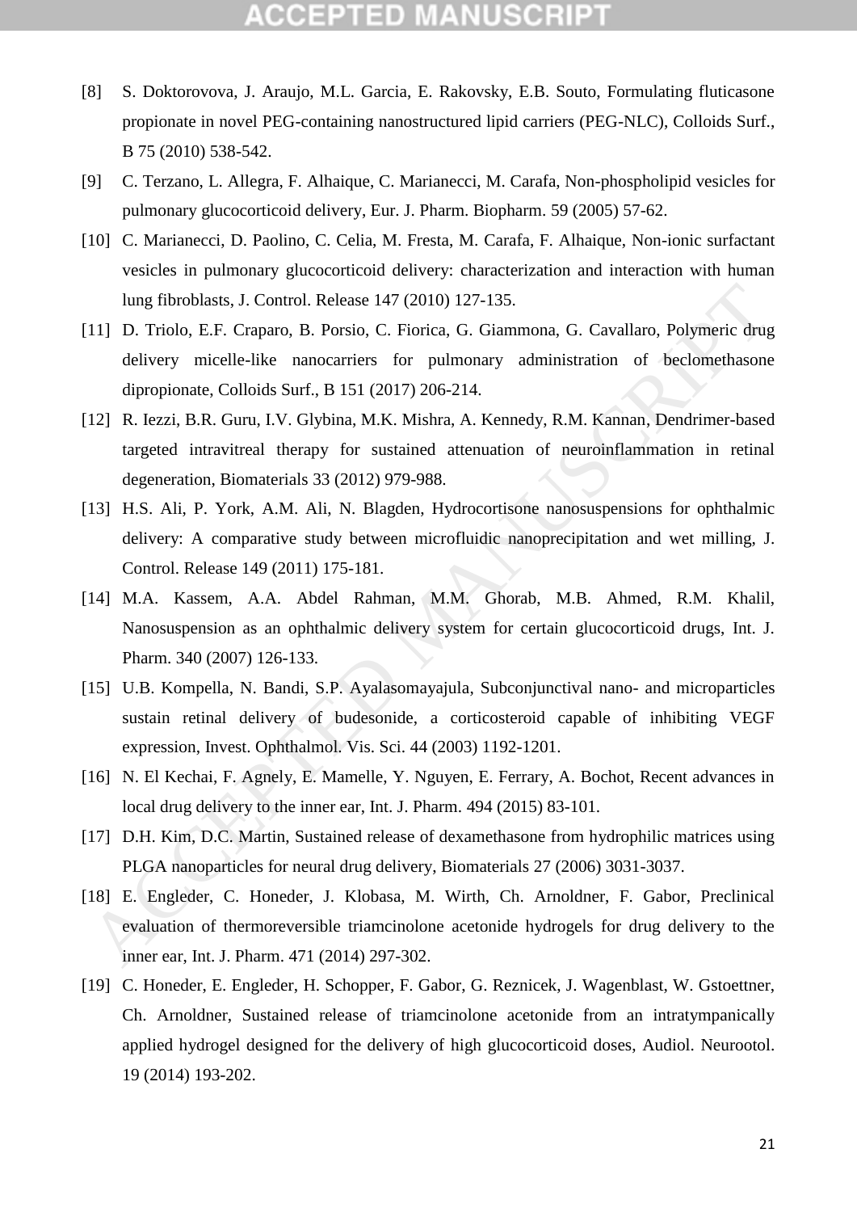[8] S. Doktorovova, J. Araujo, M.L. Garcia, E. Rakovsky, E.B. Souto, Formulating fluticasone propionate in novel PEG-containing nanostructured lipid carriers (PEG-NLC), Colloids Surf., B 75 (2010) 538-542.

[9] C. Terzano, L. Allegra, F. Alhaique, C. Marianecci, M. Carafa, Non-phospholipid vesicles for pulmonary glucocorticoid delivery, Eur. J. Pharm. Biopharm. 59 (2005) 57-62.

[10] C. Marianecci, D. Paolino, C. Celia, M. Fresta, M. Carafa, F. Alhaique, Non-ionic surfactant vesicles in pulmonary glucocorticoid delivery: characterization and interaction with human lung fibroblasts, J. Control. Release 147 (2010) 127-135.

[11] D. Triolo, E.F. Craparo, B. Porsio, C. Fiorica, G. Giammona, G. Cavallaro, Polymeric drug delivery micelle-like nanocarriers for pulmonary administration of beclomethasone dipropionate, Colloids Surf., B 151 (2017) 206-214.

[12] R. Iezzi, B.R. Guru, I.V. Glybina, M.K. Mishra, A. Kennedy, R.M. Kannan, Dendrimer-based targeted intravitreal therapy for sustained attenuation of neuroinflammation in retinal degeneration, Biomaterials 33 (2012) 979-988.

[13] H.S. Ali, P. York, A.M. Ali, N. Blagden, Hydrocortisone nanosuspensions for ophthalmic delivery: A comparative study between microfluidic nanoprecipitation and wet milling, J. Control. Release 149 (2011) 175-181.

[14] M.A. Kassem, A.A. Abdel Rahman, M.M. Ghorab, M.B. Ahmed, R.M. Khalil, Nanosuspension as an ophthalmic delivery system for certain glucocorticoid drugs, Int. J. Pharm. 340 (2007) 126-133.

[15] U.B. Kompella, N. Bandi, S.P. Ayalasomayajula, Subconjunctival nano- and microparticles sustain retinal delivery of budesonide, a corticosteroid capable of inhibiting VEGF expression, Invest. Ophthalmol. Vis. Sci. 44 (2003) 1192-1201.

[16] N. El Kechai, F. Agnely, E. Mamelle, Y. Nguyen, E. Ferrary, A. Bochot, Recent advances in local drug delivery to the inner ear, Int. J. Pharm. 494 (2015) 83-101.

[17] D.H. Kim, D.C. Martin, Sustained release of dexamethasone from hydrophilic matrices using PLGA nanoparticles for neural drug delivery, Biomaterials 27 (2006) 3031-3037.

[18] E. Engleder, C. Honeder, J. Klobasa, M. Wirth, Ch. Arnoldner, F. Gabor, Preclinical evaluation of thermoreversible triamcinolone acetonide hydrogels for drug delivery to the inner ear, Int. J. Pharm. 471 (2014) 297-302.

[19] C. Honeder, E. Engleder, H. Schopper, F. Gabor, G. Reznicek, J. Wagenblast, W. Gstoettner, Ch. Arnoldner, Sustained release of triamcinolone acetonide from an intratympanically applied hydrogel designed for the delivery of high glucocorticoid doses, Audiol. Neurootol. 19 (2014) 193-202.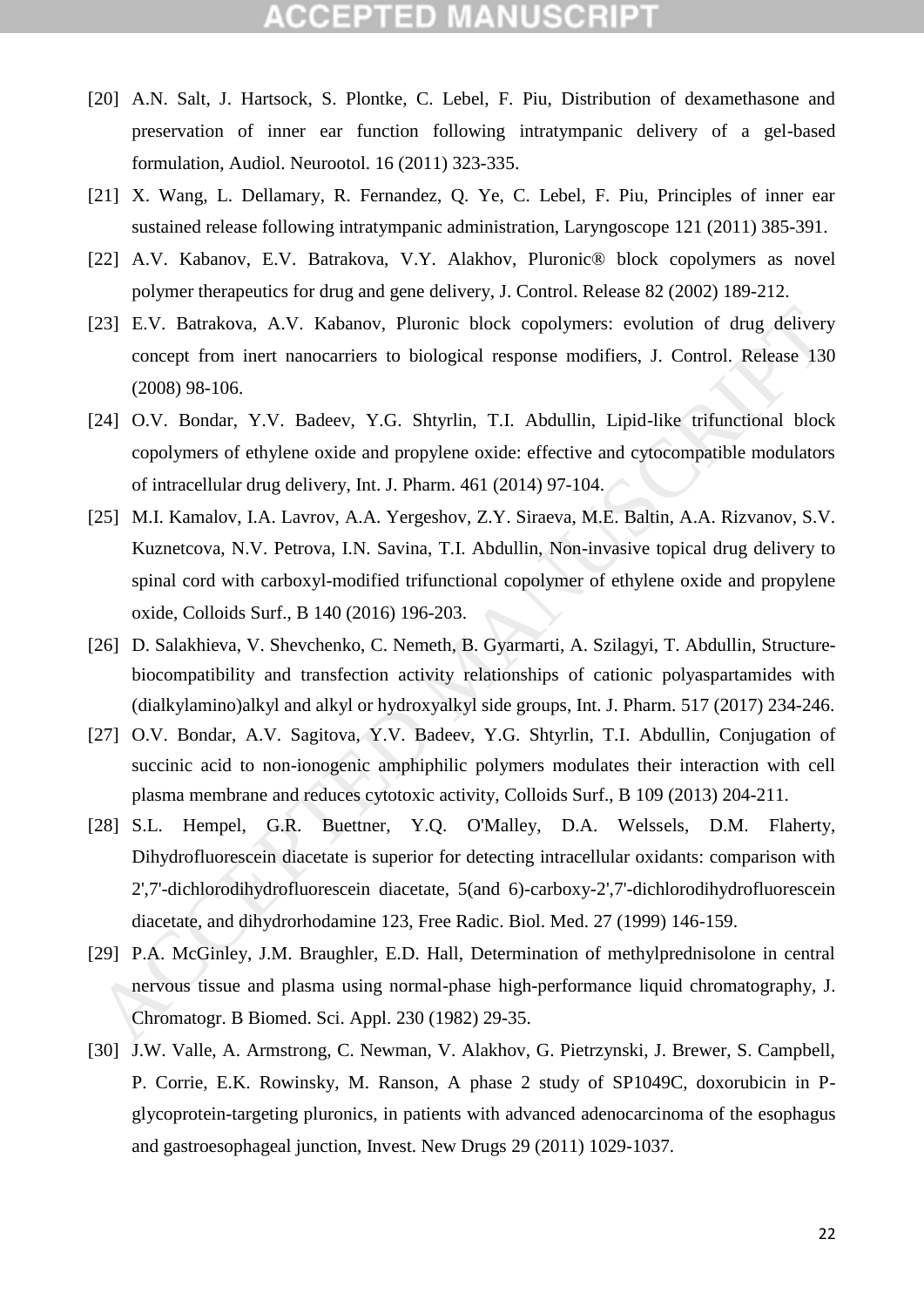[20] A.N. Salt, J. Hartsock, S. Plontke, C. Lebel, F. Piu, Distribution of dexamethasone and preservation of inner ear function following intratympanic delivery of a gel-based formulation, Audiol. Neurootol. 16 (2011) 323-335.

[21] X. Wang, L. Dellamary, R. Fernandez, Q. Ye, C. Lebel, F. Piu, Principles of inner ear sustained release following intratympanic administration, Laryngoscope 121 (2011) 385-391.

[22] A.V. Kabanov, E.V. Batrakova, V.Y. Alakhov, Pluronic® block copolymers as novel polymer therapeutics for drug and gene delivery, J. Control. Release 82 (2002) 189-212.

[23] E.V. Batrakova, A.V. Kabanov, Pluronic block copolymers: evolution of drug delivery concept from inert nanocarriers to biological response modifiers, J. Control. Release 130 (2008) 98-106.

[24] O.V. Bondar, Y.V. Badeev, Y.G. Shtyrlin, T.I. Abdullin, Lipid-like trifunctional block copolymers of ethylene oxide and propylene oxide: effective and cytocompatible modulators of intracellular drug delivery, Int. J. Pharm. 461 (2014) 97-104.

[25] M.I. Kamalov, I.A. Lavrov, A.A. Yergeshov, Z.Y. Siraeva, M.E. Baltin, A.A. Rizvanov, S.V. Kuznetcova, N.V. Petrova, I.N. Savina, T.I. Abdullin, Non-invasive topical drug delivery to spinal cord with carboxyl-modified trifunctional copolymer of ethylene oxide and propylene oxide, Colloids Surf., B 140 (2016) 196-203.

[26] D. Salakhieva, V. Shevchenko, C. Nemeth, B. Gyarmarti, A. Szilagyi, T. Abdullin, Structure-biocompatibility and transfection activity relationships of cationic polyaspartamides with (dialkylamino)alkyl and alkyl or hydroxyalkyl side groups, Int. J. Pharm. 517 (2017) 234-246.

[27] O.V. Bondar, A.V. Sagitova, Y.V. Badeev, Y.G. Shtyrlin, T.I. Abdullin, Conjugation of succinic acid to non-ionogenic amphiphilic polymers modulates their interaction with cell plasma membrane and reduces cytotoxic activity, Colloids Surf., B 109 (2013) 204-211.

[28] S.L. Hempel, G.R. Buettner, Y.Q. O'Malley, D.A. Welssels, D.M. Flaherty, Dihydrofluorescein diacetate is superior for detecting intracellular oxidants: comparison with 2',7'-dichlorodihydrofluorescein diacetate, 5(and 6)-carboxy-2',7'-dichlorodihydrofluorescein diacetate, and dihydrorhodamine 123, Free Radic. Biol. Med. 27 (1999) 146-159.

[29] P.A. McGinley, J.M. Braughler, E.D. Hall, Determination of methylprednisolone in central nervous tissue and plasma using normal-phase high-performance liquid chromatography, J. Chromatogr. B Biomed. Sci. Appl. 230 (1982) 29-35.

[30] J.W. Valle, A. Armstrong, C. Newman, V. Alakhov, G. Pietrzynski, J. Brewer, S. Campbell, P. Corrie, E.K. Rowinsky, M. Ranson, A phase 2 study of SP1049C, doxorubicin in P-glycoprotein-targeting pluronics, in patients with advanced adenocarcinoma of the esophagus and gastroesophageal junction, Invest. New Drugs 29 (2011) 1029-1037.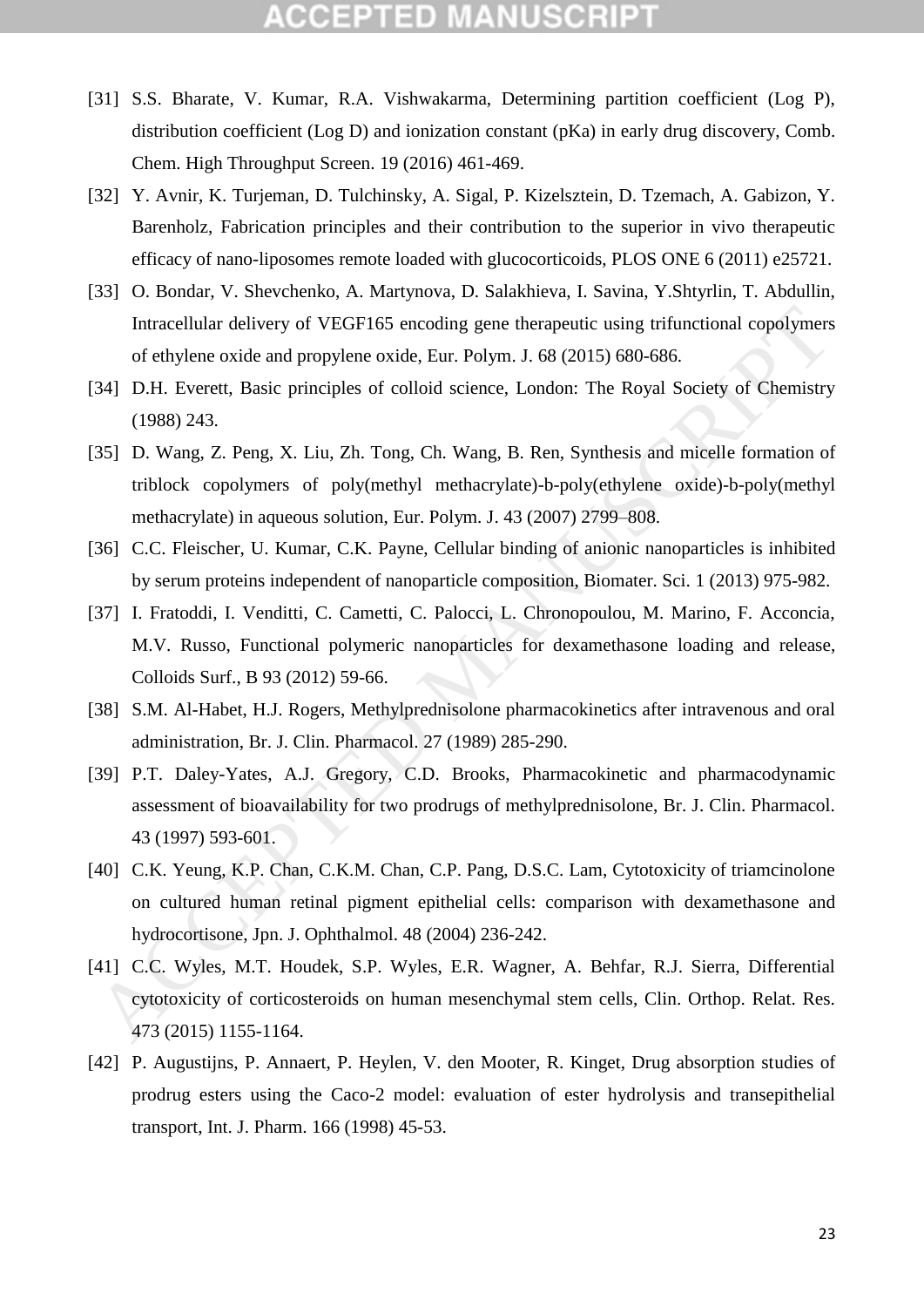[31] S.S. Bharate, V. Kumar, R.A. Vishwakarma, Determining partition coefficient (Log P), distribution coefficient (Log D) and ionization constant (pKa) in early drug discovery, Comb. Chem. High Throughput Screen. 19 (2016) 461-469.

[32] Y. Avnir, K. Turjeman, D. Tulchinsky, A. Sigal, P. Kizelsztein, D. Tzemach, A. Gabizon, Y. Barenholz, Fabrication principles and their contribution to the superior in vivo therapeutic efficacy of nano-liposomes remote loaded with glucocorticoids, PLOS ONE 6 (2011) e25721.

[33] O. Bondar, V. Shevchenko, A. Martynova, D. Salakhieva, I. Savina, Y.Shtyrlin, T. Abdullin, Intracellular delivery of VEGF165 encoding gene therapeutic using trifunctional copolymers of ethylene oxide and propylene oxide, Eur. Polym. J. 68 (2015) 680-686.

[34] D.H. Everett, Basic principles of colloid science, London: The Royal Society of Chemistry (1988) 243.

[35] D. Wang, Z. Peng, X. Liu, Zh. Tong, Ch. Wang, B. Ren, Synthesis and micelle formation of triblock copolymers of poly(methyl methacrylate)-b-poly(ethylene oxide)-b-poly(methyl methacrylate) in aqueous solution, Eur. Polym. J. 43 (2007) 2799–808.

[36] C.C. Fleischer, U. Kumar, C.K. Payne, Cellular binding of anionic nanoparticles is inhibited by serum proteins independent of nanoparticle composition, Biomater. Sci. 1 (2013) 975-982.

[37] I. Fratoddi, I. Venditti, C. Cametti, C. Palocci, L. Chronopoulou, M. Marino, F. Acconcia, M.V. Russo, Functional polymeric nanoparticles for dexamethasone loading and release, Colloids Surf., B 93 (2012) 59-66.

[38] S.M. Al-Habet, H.J. Rogers, Methylprednisolone pharmacokinetics after intravenous and oral administration, Br. J. Clin. Pharmacol. 27 (1989) 285-290.

[39] P.T. Daley-Yates, A.J. Gregory, C.D. Brooks, Pharmacokinetic and pharmacodynamic assessment of bioavailability for two prodrugs of methylprednisolone, Br. J. Clin. Pharmacol. 43 (1997) 593-601.

[40] C.K. Yeung, K.P. Chan, C.K.M. Chan, C.P. Pang, D.S.C. Lam, Cytotoxicity of triamcinolone on cultured human retinal pigment epithelial cells: comparison with dexamethasone and hydrocortisone, Jpn. J. Ophthalmol. 48 (2004) 236-242.

[41] C.C. Wyles, M.T. Houdek, S.P. Wyles, E.R. Wagner, A. Behfar, R.J. Sierra, Differential cytotoxicity of corticosteroids on human mesenchymal stem cells, Clin. Orthop. Relat. Res. 473 (2015) 1155-1164.

[42] P. Augustijns, P. Annaert, P. Heylen, V. den Mooter, R. Kinget, Drug absorption studies of prodrug esters using the Caco-2 model: evaluation of ester hydrolysis and transepithelial transport, Int. J. Pharm. 166 (1998) 45-53.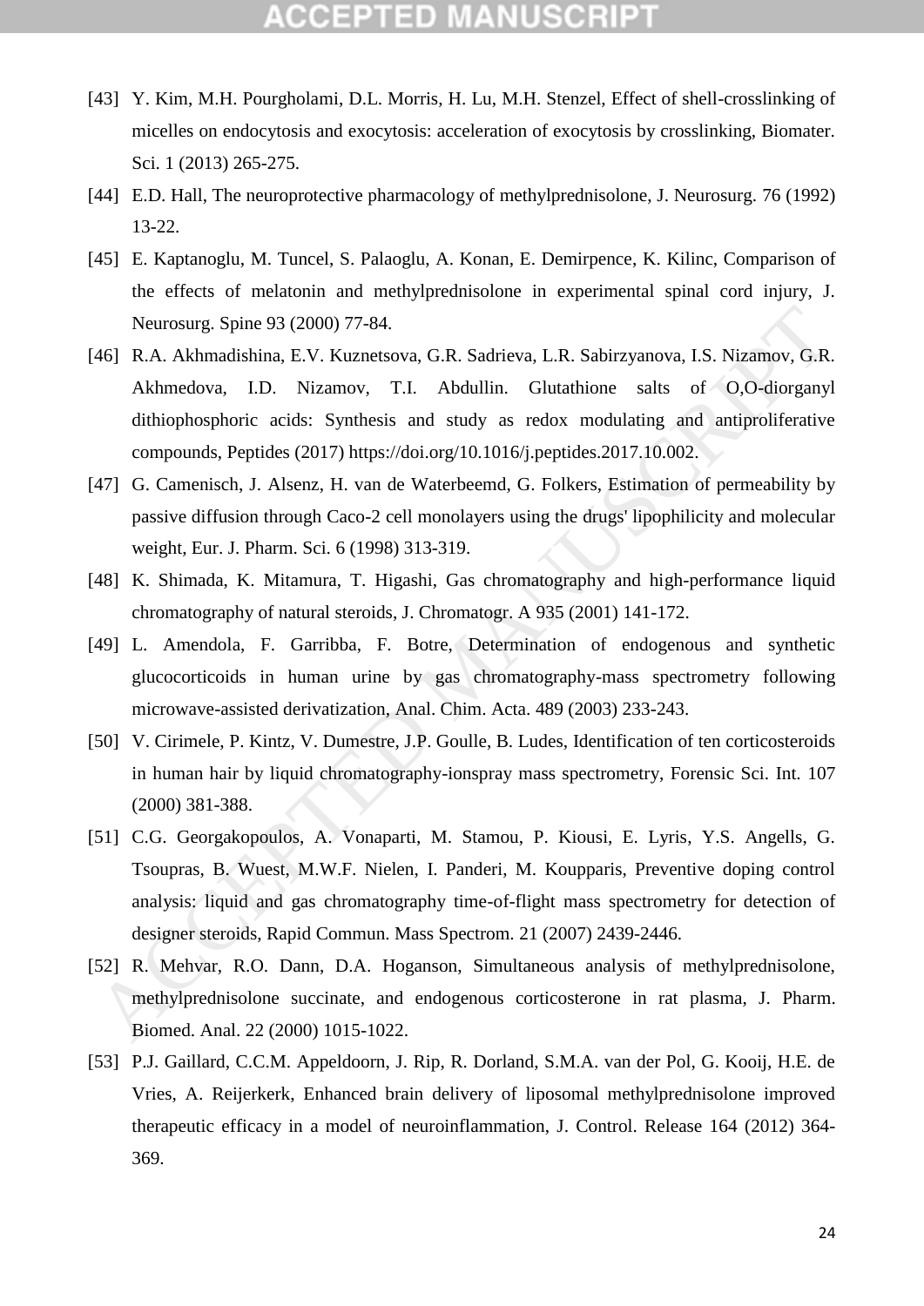[43] Y. Kim, M.H. Pourgholami, D.L. Morris, H. Lu, M.H. Stenzel, Effect of shell-crosslinking of micelles on endocytosis and exocytosis: acceleration of exocytosis by crosslinking, Biomater. Sci. 1 (2013) 265-275.

[44] E.D. Hall, The neuroprotective pharmacology of methylprednisolone, J. Neurosurg. 76 (1992) 13-22.

[45] E. Kaptanoglu, M. Tuncel, S. Palaoglu, A. Konan, E. Demirpence, K. Kilinc, Comparison of the effects of melatonin and methylprednisolone in experimental spinal cord injury, J. Neurosurg. Spine 93 (2000) 77-84.

[46] R.A. Akhmadishina, E.V. Kuznetsova, G.R. Sadrieva, L.R. Sabirzyanova, I.S. Nizamov, G.R. Akhmedova, I.D. Nizamov, T.I. Abdullin. Glutathione salts of O,O-diorganyl dithiophosphoric acids: Synthesis and study as redox modulating and antiproliferative compounds, Peptides (2017) https://doi.org/10.1016/j.peptides.2017.10.002.

[47] G. Camenisch, J. Alsenz, H. van de Waterbeemd, G. Folkers, Estimation of permeability by passive diffusion through Caco-2 cell monolayers using the drugs' lipophilicity and molecular weight, Eur. J. Pharm. Sci. 6 (1998) 313-319.

[48] K. Shimada, K. Mitamura, T. Higashi, Gas chromatography and high-performance liquid chromatography of natural steroids, J. Chromatogr. A 935 (2001) 141-172.

[49] L. Amendola, F. Garribba, F. Botre, Determination of endogenous and synthetic glucocorticoids in human urine by gas chromatography-mass spectrometry following microwave-assisted derivatization, Anal. Chim. Acta. 489 (2003) 233-243.

[50] V. Cirimele, P. Kintz, V. Dumestre, J.P. Goulle, B. Ludes, Identification of ten corticosteroids in human hair by liquid chromatography-ionspray mass spectrometry, Forensic Sci. Int. 107 (2000) 381-388.

[51] C.G. Georgakopoulos, A. Vonaparti, M. Stamou, P. Kiousi, E. Lyris, Y.S. Angells, G. Tsoupras, B. Wuest, M.W.F. Nielen, I. Panderi, M. Koupparis, Preventive doping control analysis: liquid and gas chromatography time-of-flight mass spectrometry for detection of designer steroids, Rapid Commun. Mass Spectrom. 21 (2007) 2439-2446.

[52] R. Mehvar, R.O. Dann, D.A. Hoganson, Simultaneous analysis of methylprednisolone, methylprednisolone succinate, and endogenous corticosterone in rat plasma, J. Pharm. Biomed. Anal. 22 (2000) 1015-1022.

[53] P.J. Gaillard, C.C.M. Appeldoorn, J. Rip, R. Dorland, S.M.A. van der Pol, G. Kooij, H.E. de Vries, A. Reijerkerk, Enhanced brain delivery of liposomal methylprednisolone improved therapeutic efficacy in a model of neuroinflammation, J. Control. Release 164 (2012) 364-369.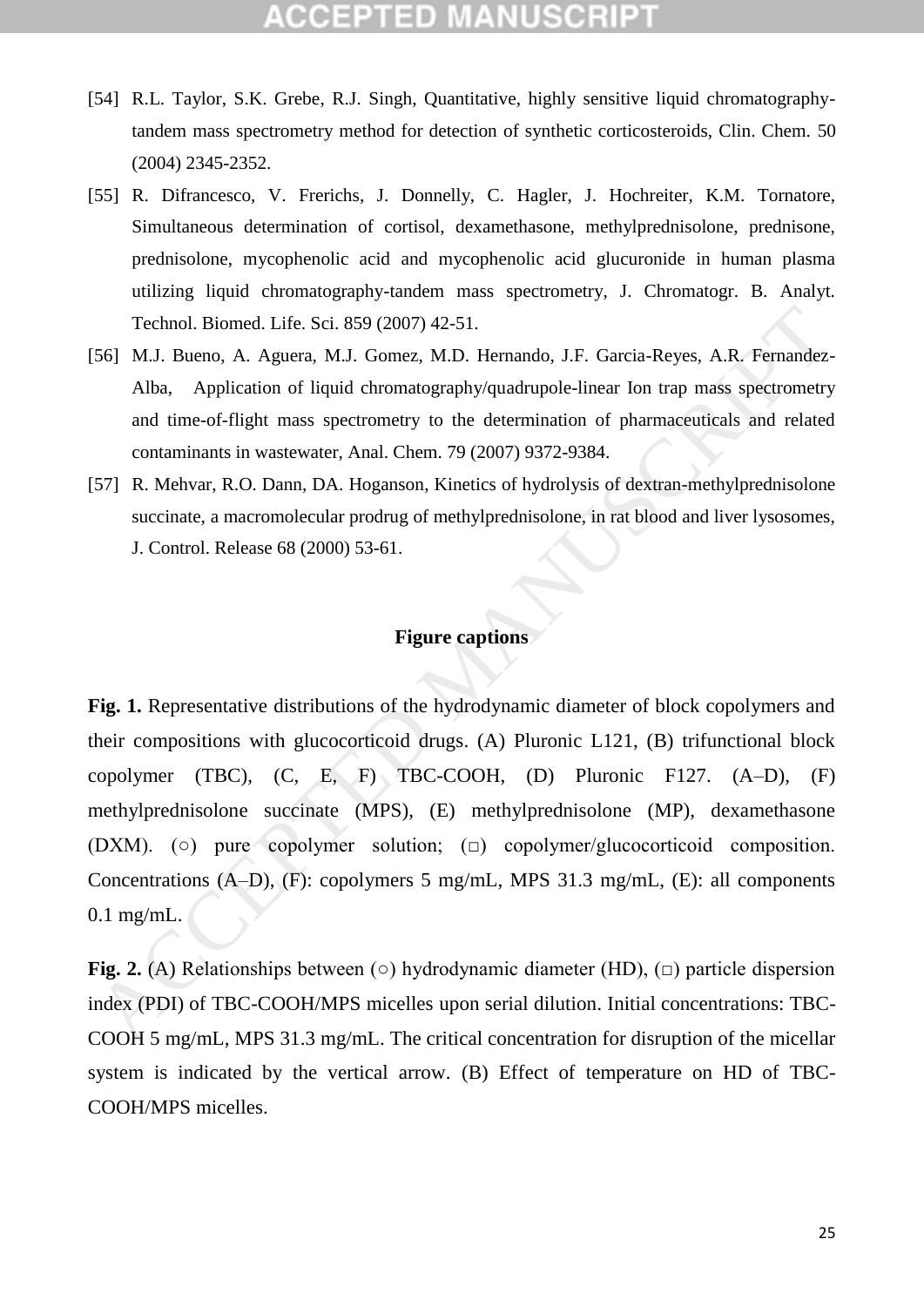[54] R.L. Taylor, S.K. Grebe, R.J. Singh, Quantitative, highly sensitive liquid chromatography-tandem mass spectrometry method for detection of synthetic corticosteroids, Clin. Chem. 50 (2004) 2345-2352.

[55] R. Difrancesco, V. Frerichs, J. Donnelly, C. Hagler, J. Hochreiter, K.M. Tornatore, Simultaneous determination of cortisol, dexamethasone, methylprednisolone, prednisone, prednisolone, mycophenolic acid and mycophenolic acid glucuronide in human plasma utilizing liquid chromatography-tandem mass spectrometry, J. Chromatogr. B. Analyt. Technol. Biomed. Life. Sci. 859 (2007) 42-51.

[56] M.J. Bueno, A. Aguera, M.J. Gomez, M.D. Hernando, J.F. Garcia-Reyes, A.R. Fernandez-Alba, Application of liquid chromatography/quadrupole-linear Ion trap mass spectrometry and time-of-flight mass spectrometry to the determination of pharmaceuticals and related contaminants in wastewater, Anal. Chem. 79 (2007) 9372-9384.

[57] R. Mehvar, R.O. Dann, DA. Hoganson, Kinetics of hydrolysis of dextran-methylprednisolone succinate, a macromolecular prodrug of methylprednisolone, in rat blood and liver lysosomes, J. Control. Release 68 (2000) 53-61.

## Figure captions

**Fig. 1.** Representative distributions of the hydrodynamic diameter of block copolymers and their compositions with glucocorticoid drugs. (A) Pluronic L121, (B) trifunctional block copolymer (TBC), (C, E, F) TBC-COOH, (D) Pluronic F127. (A–D), (F) methylprednisolone succinate (MPS), (E) methylprednisolone (MP), dexamethasone (DXM). (○) pure copolymer solution; (□) copolymer/glucocorticoid composition. Concentrations (A–D), (F): copolymers 5 mg/mL, MPS 31.3 mg/mL, (E): all components 0.1 mg/mL.

**Fig. 2.** (A) Relationships between (○) hydrodynamic diameter (HD), (□) particle dispersion index (PDI) of TBC-COOH/MPS micelles upon serial dilution. Initial concentrations: TBC-COOH 5 mg/mL, MPS 31.3 mg/mL. The critical concentration for disruption of the micellar system is indicated by the vertical arrow. (B) Effect of temperature on HD of TBC-COOH/MPS micelles.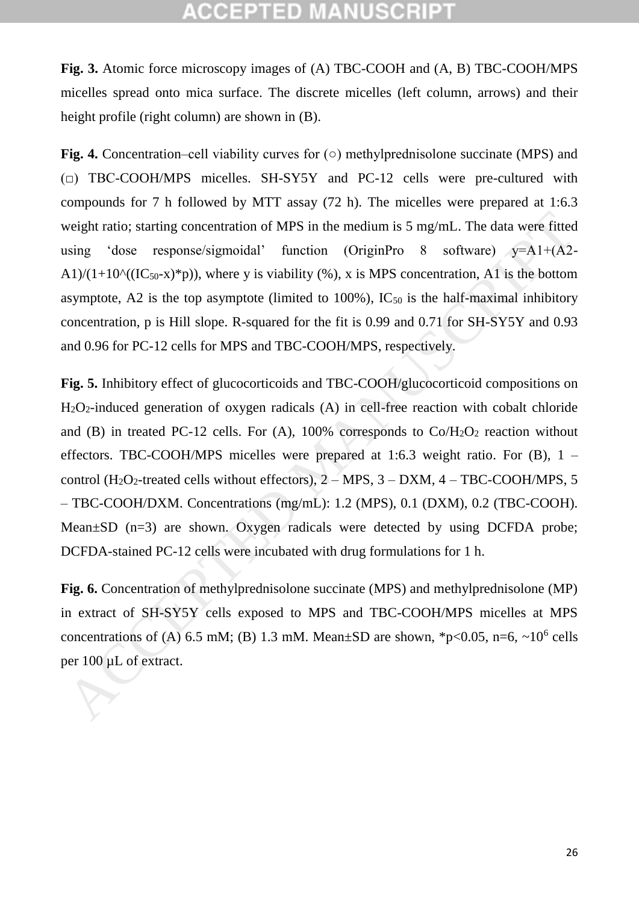**Fig. 3.** Atomic force microscopy images of (A) TBC-COOH and (A, B) TBC-COOH/MPS micelles spread onto mica surface. The discrete micelles (left column, arrows) and their height profile (right column) are shown in (B).

**Fig. 4.** Concentration–cell viability curves for (○) methylprednisolone succinate (MPS) and (□) TBC-COOH/MPS micelles. SH-SY5Y and PC-12 cells were pre-cultured with compounds for 7 h followed by MTT assay (72 h). The micelles were prepared at 1:6.3 weight ratio; starting concentration of MPS in the medium is 5 mg/mL. The data were fitted using 'dose response/sigmoidal' function (OriginPro 8 software) $y=A1+(A2-A1)/(1+10^{((IC_{50}-x)*p)})$, where y is viability (%), x is MPS concentration, A1 is the bottom asymptote, A2 is the top asymptote (limited to 100%), $IC_{50}$ is the half-maximal inhibitory concentration, p is Hill slope. R-squared for the fit is 0.99 and 0.71 for SH-SY5Y and 0.93 and 0.96 for PC-12 cells for MPS and TBC-COOH/MPS, respectively.

**Fig. 5.** Inhibitory effect of glucocorticoids and TBC-COOH/glucocorticoid compositions on $H_2O_2$-induced generation of oxygen radicals (A) in cell-free reaction with cobalt chloride and (B) in treated PC-12 cells. For (A), 100% corresponds to Co/$H_2O_2$ reaction without effectors. TBC-COOH/MPS micelles were prepared at 1:6.3 weight ratio. For (B), 1 – control ($H_2O_2$-treated cells without effectors), 2 – MPS, 3 – DXM, 4 – TBC-COOH/MPS, 5 – TBC-COOH/DXM. Concentrations (mg/mL): 1.2 (MPS), 0.1 (DXM), 0.2 (TBC-COOH). Mean±SD (n=3) are shown. Oxygen radicals were detected by using DCFDA probe; DCFDA-stained PC-12 cells were incubated with drug formulations for 1 h.

**Fig. 6.** Concentration of methylprednisolone succinate (MPS) and methylprednisolone (MP) in extract of SH-SY5Y cells exposed to MPS and TBC-COOH/MPS micelles at MPS concentrations of (A) 6.5 mM; (B) 1.3 mM. Mean±SD are shown, $*p<0.05$, n=6, ~$10^6$ cells per 100 µL of extract.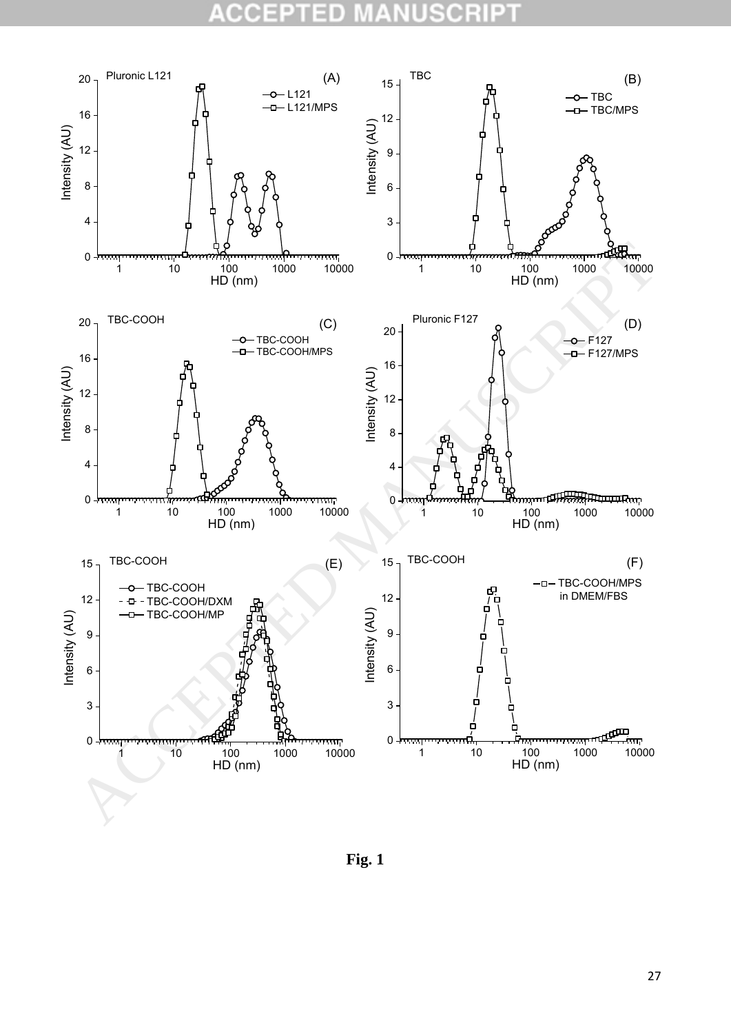**Fig. 1**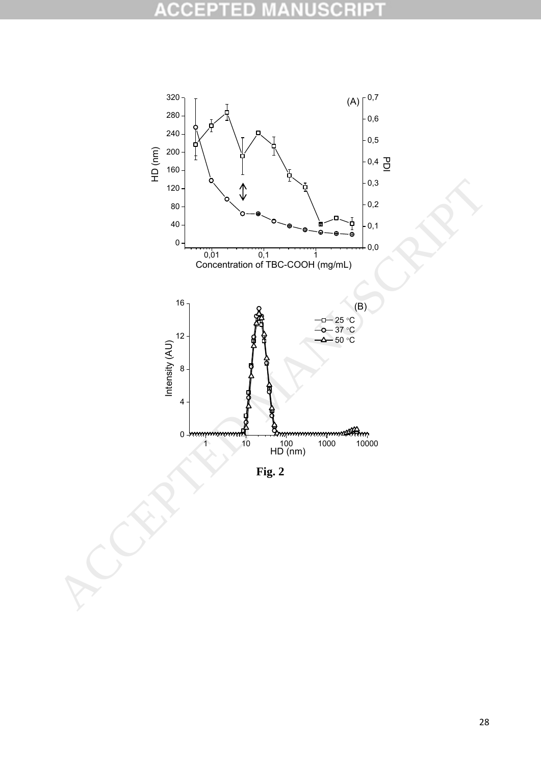**Fig. 2**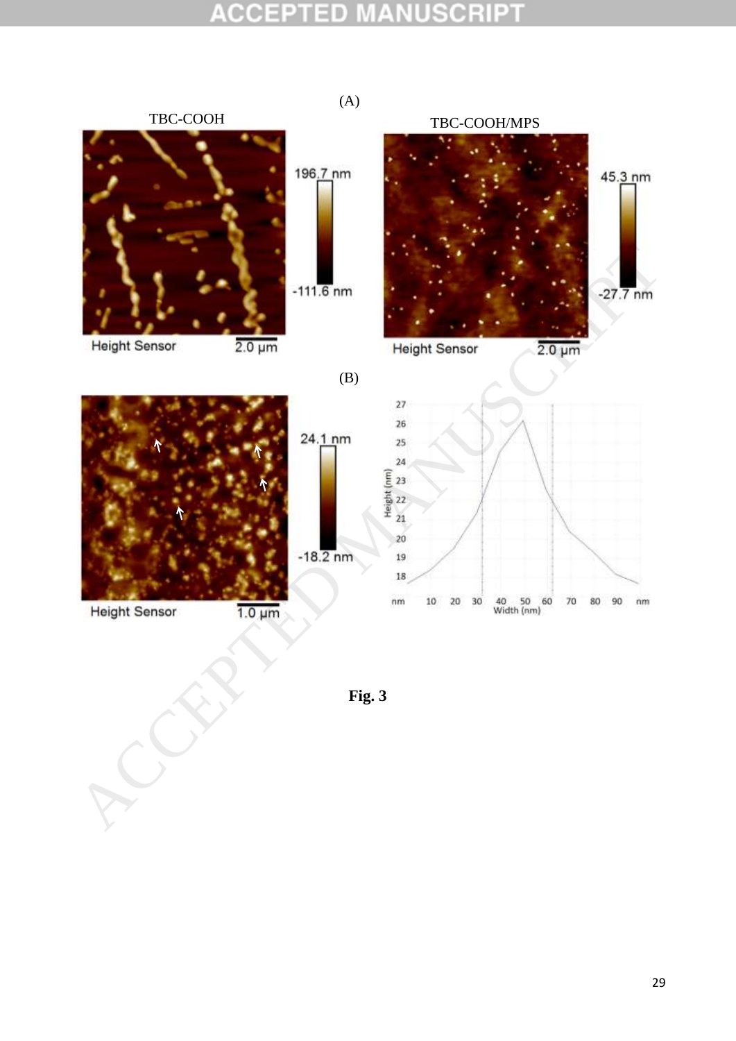**Fig. 3**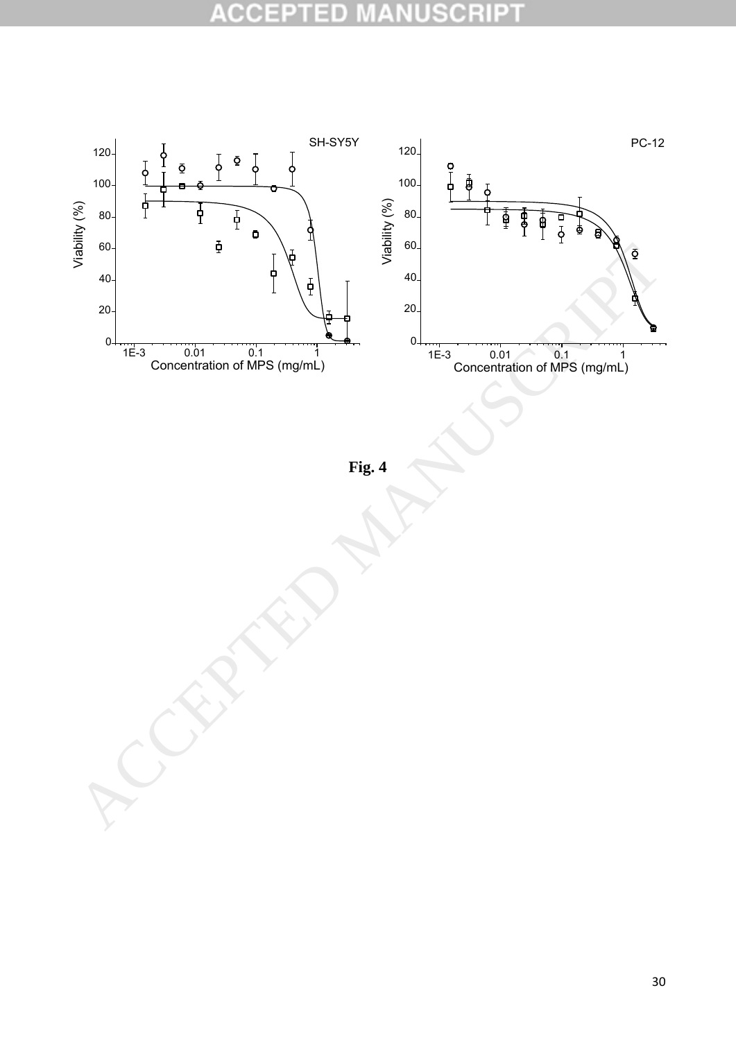**Fig. 4**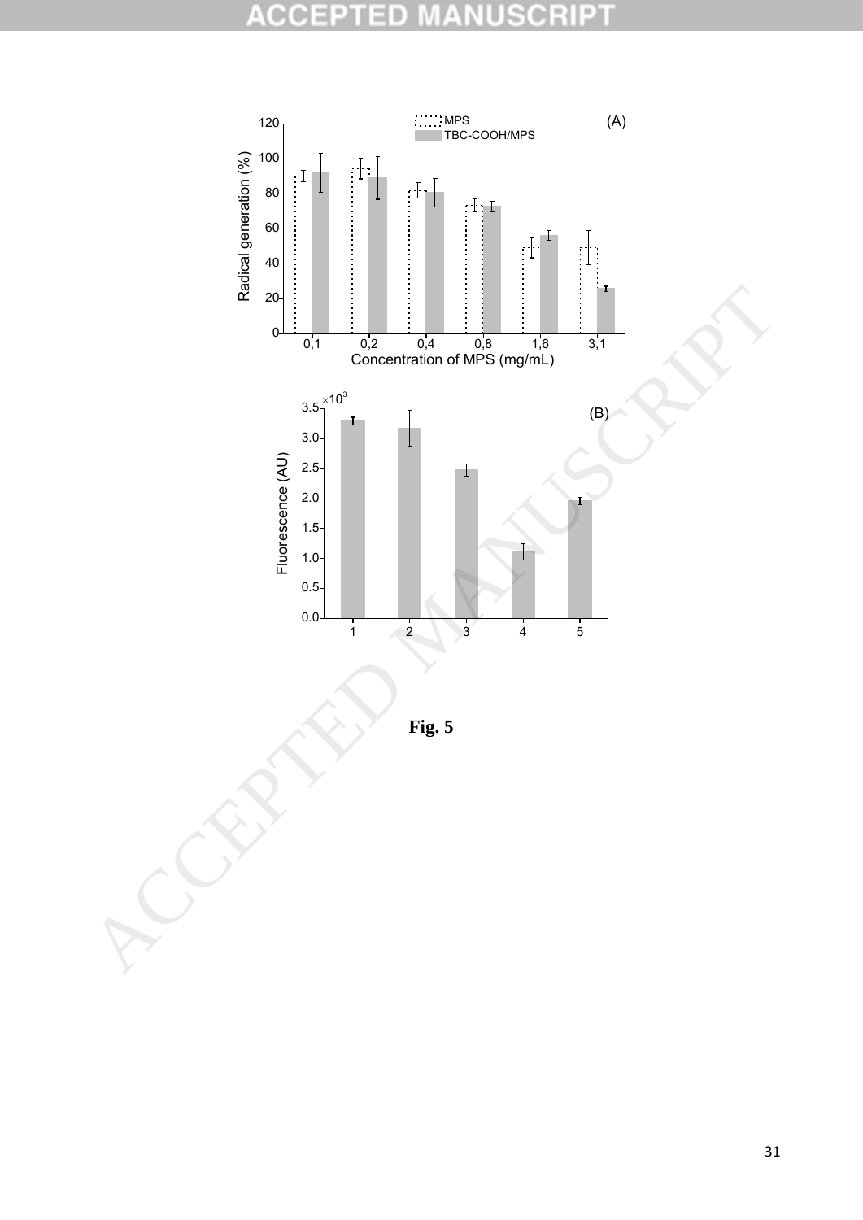Fig. 5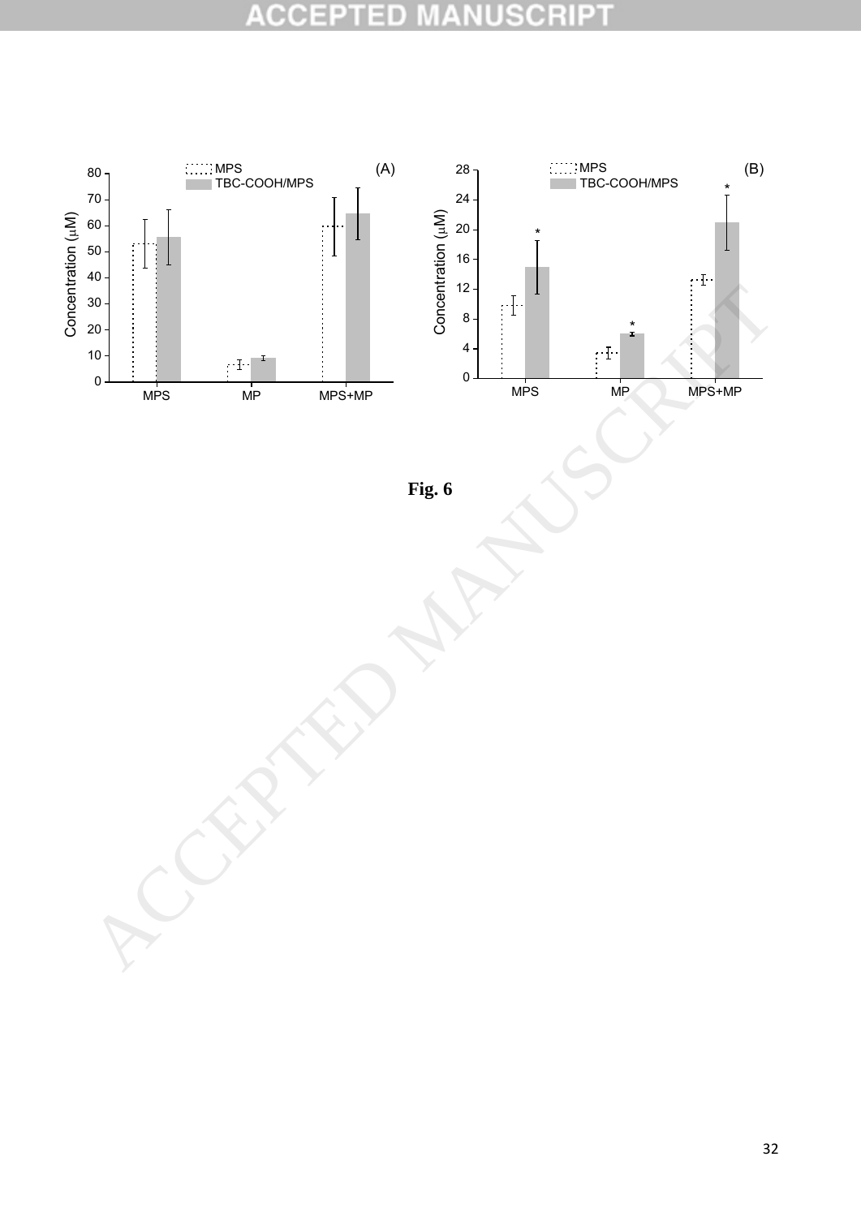(A)

MPS

TBC-COOH/MPS

Concentration (μM)

80

70

60

50

40

30

20

10

0

MPS

MP

MPS+MP

(B)

MPS

TBC-COOH/MPS

Concentration (μM)

28

24

20

16

12

8

4

0

*

*

*

MPS

MP

MPS+MP

**Fig. 6**